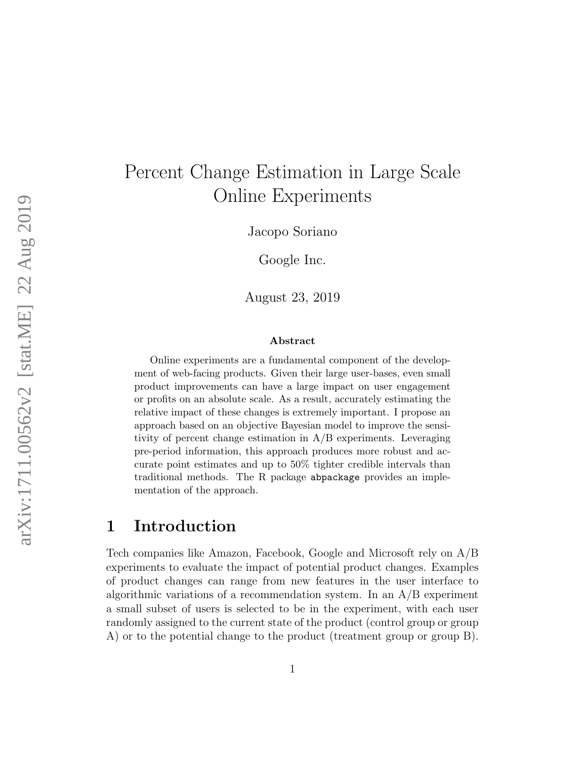# Percent Change Estimation in Large Scale Online Experiments

Jacopo Soriano

Google Inc.

August 23, 2019

### Abstract

Online experiments are a fundamental component of the development of web-facing products. Given their large user-bases, even small product improvements can have a large impact on user engagement or profits on an absolute scale. As a result, accurately estimating the relative impact of these changes is extremely important. I propose an approach based on an objective Bayesian model to improve the sensitivity of percent change estimation in A/B experiments. Leveraging pre-period information, this approach produces more robust and accurate point estimates and up to 50% tighter credible intervals than traditional methods. The R package `abpackage` provides an implementation of the approach.

## 1 Introduction

Tech companies like Amazon, Facebook, Google and Microsoft rely on A/B experiments to evaluate the impact of potential product changes. Examples of product changes can range from new features in the user interface to algorithmic variations of a recommendation system. In an A/B experiment a small subset of users is selected to be in the experiment, with each user randomly assigned to the current state of the product (control group or group A) or to the potential change to the product (treatment group or group B).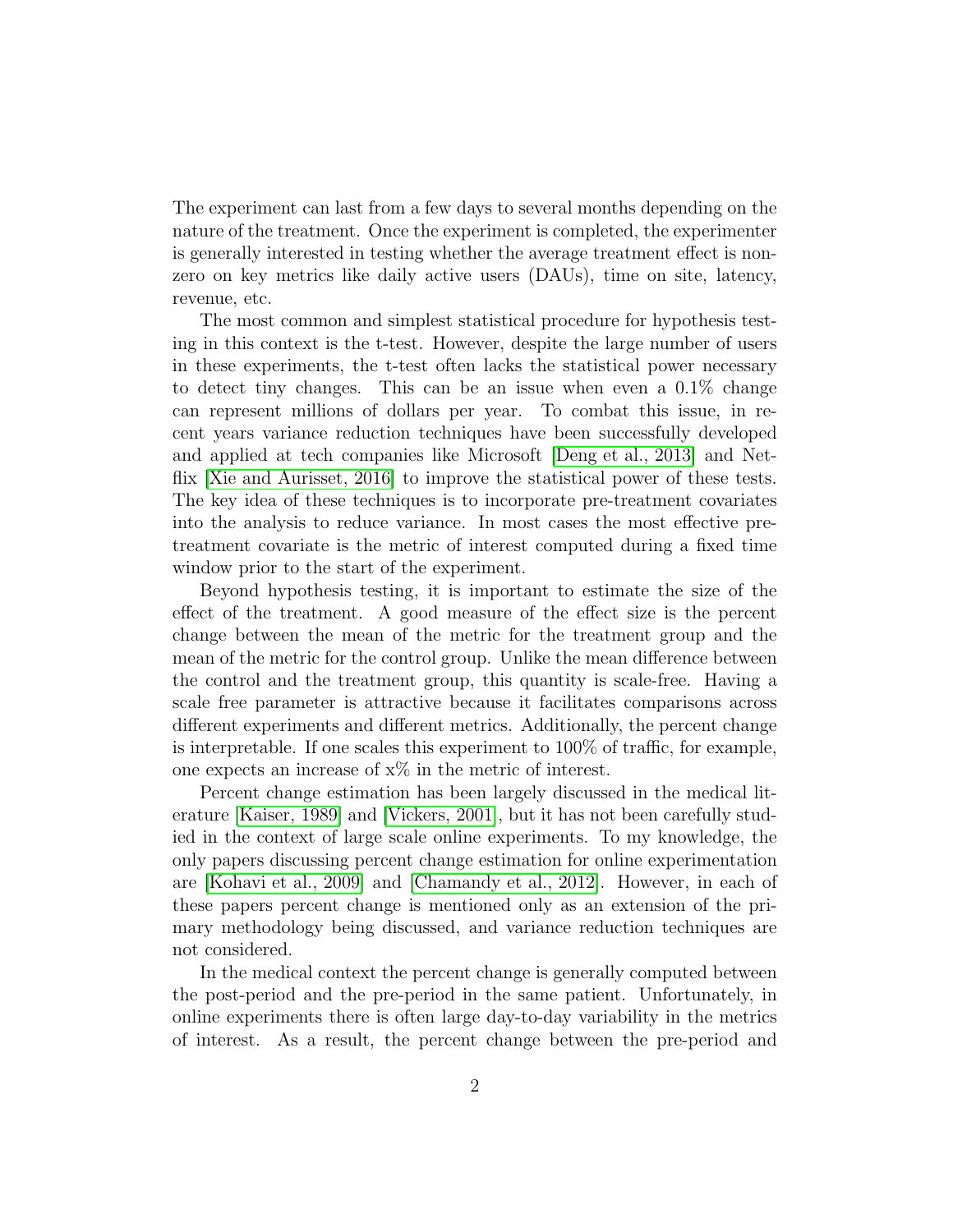The experiment can last from a few days to several months depending on the nature of the treatment. Once the experiment is completed, the experimenter is generally interested in testing whether the average treatment effect is non-zero on key metrics like daily active users (DAUs), time on site, latency, revenue, etc.

The most common and simplest statistical procedure for hypothesis testing in this context is the t-test. However, despite the large number of users in these experiments, the t-test often lacks the statistical power necessary to detect tiny changes. This can be an issue when even a 0.1% change can represent millions of dollars per year. To combat this issue, in recent years variance reduction techniques have been successfully developed and applied at tech companies like Microsoft [Deng et al., 2013] and Netflix [Xie and Aurisset, 2016] to improve the statistical power of these tests. The key idea of these techniques is to incorporate pre-treatment covariates into the analysis to reduce variance. In most cases the most effective pre-treatment covariate is the metric of interest computed during a fixed time window prior to the start of the experiment.

Beyond hypothesis testing, it is important to estimate the size of the effect of the treatment. A good measure of the effect size is the percent change between the mean of the metric for the treatment group and the mean of the metric for the control group. Unlike the mean difference between the control and the treatment group, this quantity is scale-free. Having a scale free parameter is attractive because it facilitates comparisons across different experiments and different metrics. Additionally, the percent change is interpretable. If one scales this experiment to 100% of traffic, for example, one expects an increase of x% in the metric of interest.

Percent change estimation has been largely discussed in the medical literature [Kaiser, 1989] and [Vickers, 2001], but it has not been carefully studied in the context of large scale online experiments. To my knowledge, the only papers discussing percent change estimation for online experimentation are [Kohavi et al., 2009] and [Chamandy et al., 2012]. However, in each of these papers percent change is mentioned only as an extension of the primary methodology being discussed, and variance reduction techniques are not considered.

In the medical context the percent change is generally computed between the post-period and the pre-period in the same patient. Unfortunately, in online experiments there is often large day-to-day variability in the metrics of interest. As a result, the percent change between the pre-period and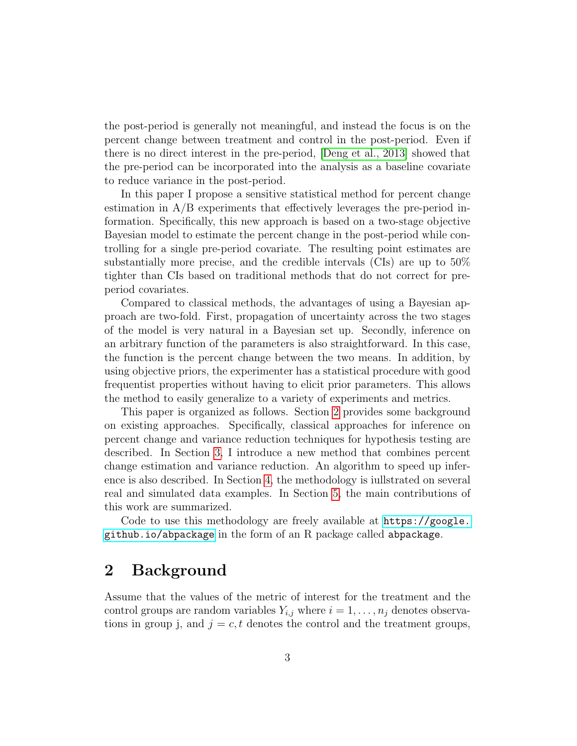the post-period is generally not meaningful, and instead the focus is on the percent change between treatment and control in the post-period. Even if there is no direct interest in the pre-period, [Deng et al., 2013] showed that the pre-period can be incorporated into the analysis as a baseline covariate to reduce variance in the post-period.

In this paper I propose a sensitive statistical method for percent change estimation in A/B experiments that effectively leverages the pre-period information. Specifically, this new approach is based on a two-stage objective Bayesian model to estimate the percent change in the post-period while controlling for a single pre-period covariate. The resulting point estimates are substantially more precise, and the credible intervals (CIs) are up to 50% tighter than CIs based on traditional methods that do not correct for pre-period covariates.

Compared to classical methods, the advantages of using a Bayesian approach are two-fold. First, propagation of uncertainty across the two stages of the model is very natural in a Bayesian set up. Secondly, inference on an arbitrary function of the parameters is also straightforward. In this case, the function is the percent change between the two means. In addition, by using objective priors, the experimenter has a statistical procedure with good frequentist properties without having to elicit prior parameters. This allows the method to easily generalize to a variety of experiments and metrics.

This paper is organized as follows. Section 2 provides some background on existing approaches. Specifically, classical approaches for inference on percent change and variance reduction techniques for hypothesis testing are described. In Section 3, I introduce a new method that combines percent change estimation and variance reduction. An algorithm to speed up inference is also described. In Section 4, the methodology is iullstrated on several real and simulated data examples. In Section 5, the main contributions of this work are summarized.

Code to use this methodology are freely available at https://google.github.io/abpackage in the form of an R package called `abpackage`.

## 2 Background

Assume that the values of the metric of interest for the treatment and the control groups are random variables $Y_{i,j}$ where $i = 1, \ldots, n_j$ denotes observations in group j, and $j = c, t$ denotes the control and the treatment groups,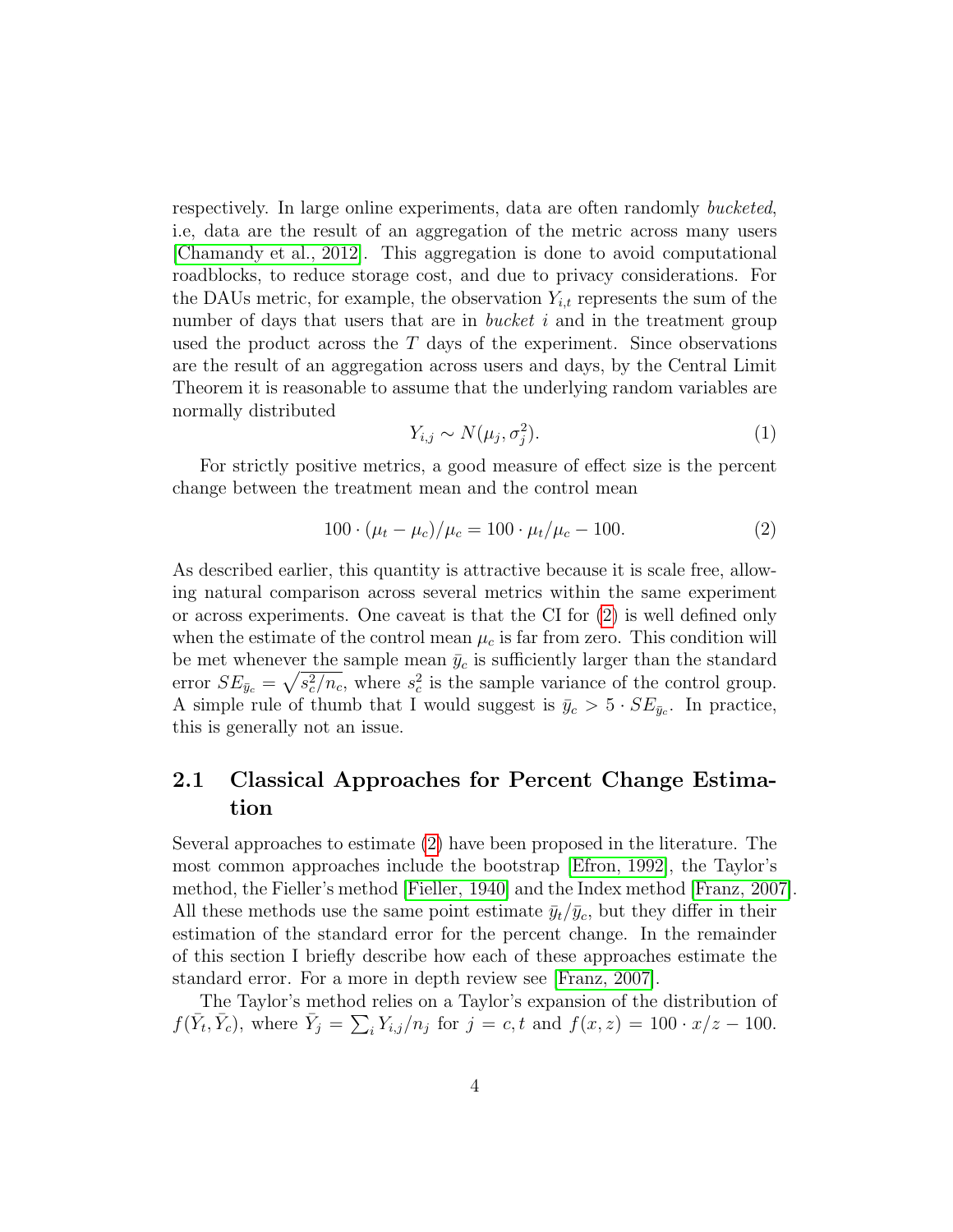respectively. In large online experiments, data are often randomly *bucketed*, i.e, data are the result of an aggregation of the metric across many users [Chamandy et al., 2012]. This aggregation is done to avoid computational roadblocks, to reduce storage cost, and due to privacy considerations. For the DAUs metric, for example, the observation $Y_{i,t}$ represents the sum of the number of days that users that are in *bucket* $i$ and in the treatment group used the product across the $T$ days of the experiment. Since observations are the result of an aggregation across users and days, by the Central Limit Theorem it is reasonable to assume that the underlying random variables are normally distributed

$$Y_{i,j} \sim N(\mu_j, \sigma_j^2). \tag{1}$$

For strictly positive metrics, a good measure of effect size is the percent change between the treatment mean and the control mean

$$100 \cdot (\mu_t - \mu_c)/\mu_c = 100 \cdot \mu_t/\mu_c - 100. \tag{2}$$

As described earlier, this quantity is attractive because it is scale free, allowing natural comparison across several metrics within the same experiment or across experiments. One caveat is that the CI for (2) is well defined only when the estimate of the control mean $\mu_c$ is far from zero. This condition will be met whenever the sample mean $\bar{y}_c$ is sufficiently larger than the standard error $SE_{\bar{y}_c} = \sqrt{s_c^2/n_c}$, where $s_c^2$ is the sample variance of the control group. A simple rule of thumb that I would suggest is $\bar{y}_c > 5 \cdot SE_{\bar{y}_c}$. In practice, this is generally not an issue.

## 2.1 Classical Approaches for Percent Change Estimation

Several approaches to estimate (2) have been proposed in the literature. The most common approaches include the bootstrap [Efron, 1992], the Taylor's method, the Fieller's method [Fieller, 1940] and the Index method [Franz, 2007]. All these methods use the same point estimate $\bar{y}_t/\bar{y}_c$, but they differ in their estimation of the standard error for the percent change. In the remainder of this section I briefly describe how each of these approaches estimate the standard error. For a more in depth review see [Franz, 2007].

The Taylor's method relies on a Taylor's expansion of the distribution of $f(\bar{Y}_t, \bar{Y}_c)$, where $\bar{Y}_j = \sum_i Y_{i,j}/n_j$ for $j = c, t$ and $f(x, z) = 100 \cdot x/z - 100$.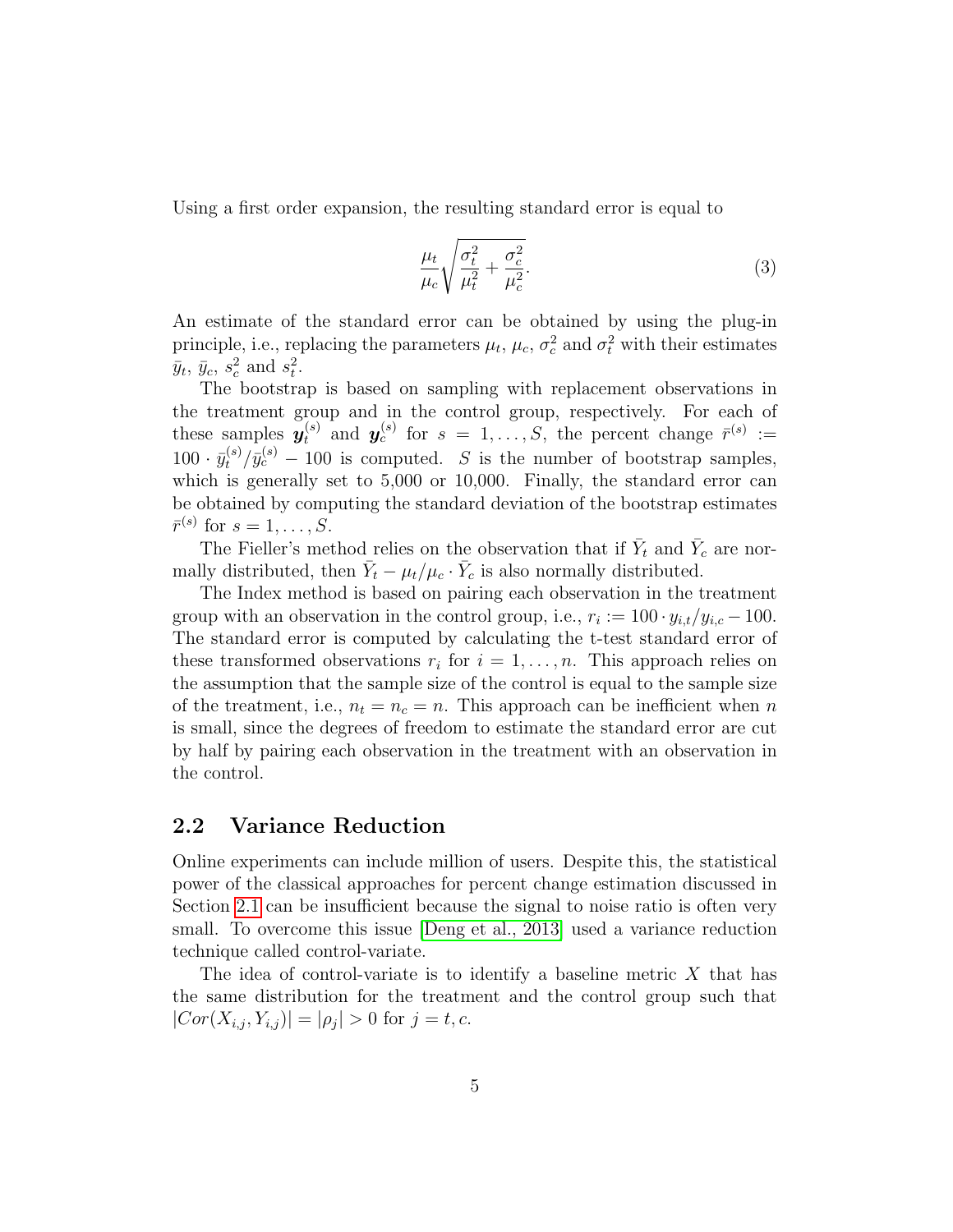Using a first order expansion, the resulting standard error is equal to

$$\frac{\mu_t}{\mu_c}\sqrt{\frac{\sigma_t^2}{\mu_t^2}+\frac{\sigma_c^2}{\mu_c^2}}. \tag{3}$$

An estimate of the standard error can be obtained by using the plug-in principle, i.e., replacing the parameters $\mu_t$, $\mu_c$, $\sigma_c^2$ and $\sigma_t^2$ with their estimates $\bar{y}_t$, $\bar{y}_c$, $s_c^2$ and $s_t^2$.

The bootstrap is based on sampling with replacement observations in the treatment group and in the control group, respectively. For each of these samples $\boldsymbol{y}_t^{(s)}$ and $\boldsymbol{y}_c^{(s)}$ for $s = 1, \ldots, S$, the percent change $\bar{r}^{(s)} := 100 \cdot \bar{y}_t^{(s)}/\bar{y}_c^{(s)} - 100$ is computed. $S$ is the number of bootstrap samples, which is generally set to 5,000 or 10,000. Finally, the standard error can be obtained by computing the standard deviation of the bootstrap estimates $\bar{r}^{(s)}$ for $s = 1, \ldots, S$.

The Fieller's method relies on the observation that if $\bar{Y}_t$ and $\bar{Y}_c$ are normally distributed, then $\bar{Y}_t - \mu_t/\mu_c \cdot \bar{Y}_c$ is also normally distributed.

The Index method is based on pairing each observation in the treatment group with an observation in the control group, i.e., $r_i := 100 \cdot y_{i,t}/y_{i,c} - 100$. The standard error is computed by calculating the t-test standard error of these transformed observations $r_i$ for $i = 1, \ldots, n$. This approach relies on the assumption that the sample size of the control is equal to the sample size of the treatment, i.e., $n_t = n_c = n$. This approach can be inefficient when $n$ is small, since the degrees of freedom to estimate the standard error are cut by half by pairing each observation in the treatment with an observation in the control.

## 2.2 Variance Reduction

Online experiments can include million of users. Despite this, the statistical power of the classical approaches for percent change estimation discussed in Section 2.1 can be insufficient because the signal to noise ratio is often very small. To overcome this issue [Deng et al., 2013] used a variance reduction technique called control-variate.

The idea of control-variate is to identify a baseline metric $X$ that has the same distribution for the treatment and the control group such that $|Cor(X_{i,j}, Y_{i,j})| = |\rho_j| > 0$ for $j = t, c$.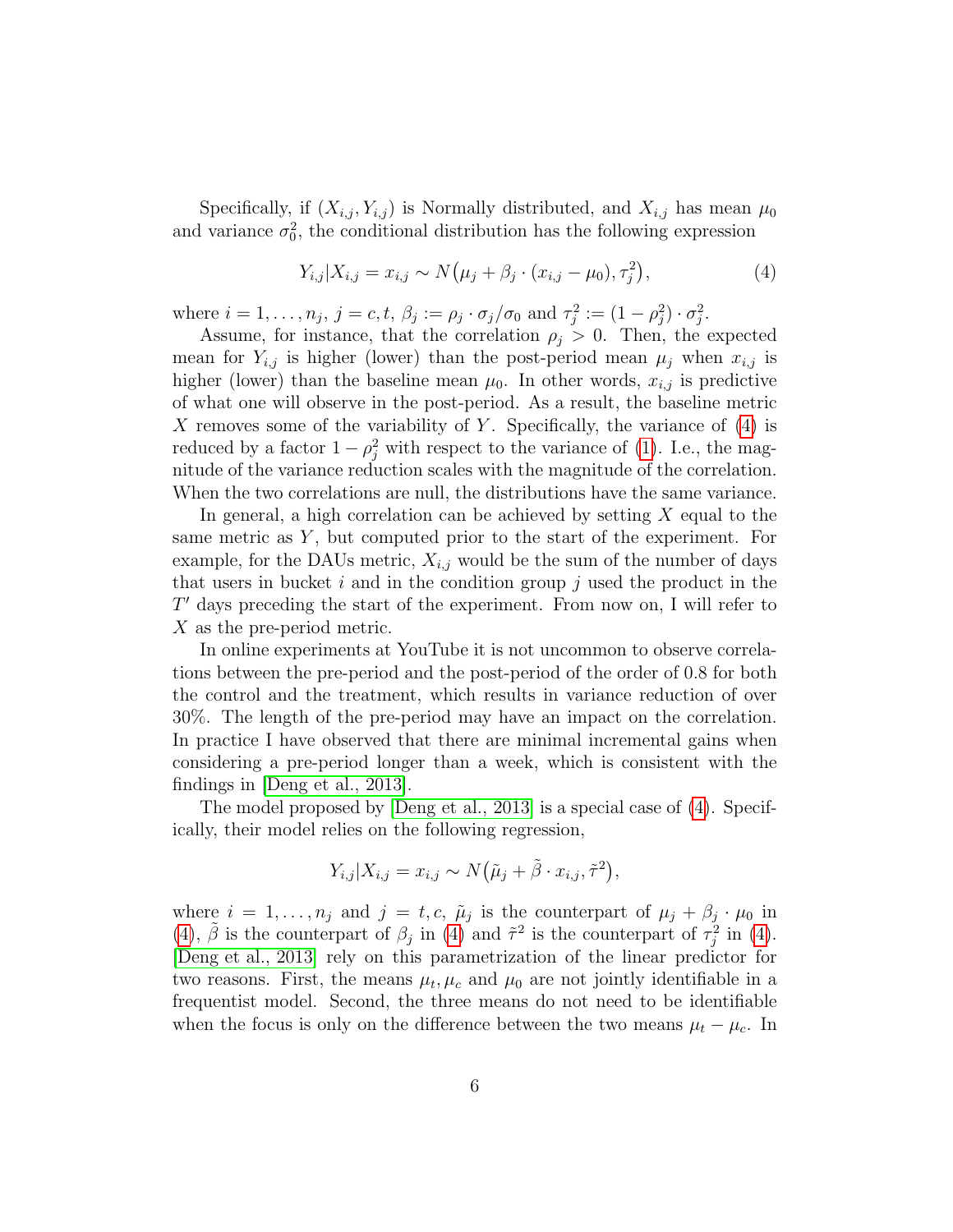Specifically, if $(X_{i,j}, Y_{i,j})$ is Normally distributed, and $X_{i,j}$ has mean $\mu_0$ and variance $\sigma_0^2$, the conditional distribution has the following expression

$$
Y_{i,j} | X_{i,j} = x_{i,j} \sim N\big(\mu_j + \beta_j \cdot (x_{i,j} - \mu_0), \tau_j^2\big), \tag{4}
$$

where $i = 1, \ldots, n_j$, $j = c, t$, $\beta_j := \rho_j \cdot \sigma_j / \sigma_0$ and $\tau_j^2 := (1 - \rho_j^2) \cdot \sigma_j^2$.

Assume, for instance, that the correlation $\rho_j > 0$. Then, the expected mean for $Y_{i,j}$ is higher (lower) than the post-period mean $\mu_j$ when $x_{i,j}$ is higher (lower) than the baseline mean $\mu_0$. In other words, $x_{i,j}$ is predictive of what one will observe in the post-period. As a result, the baseline metric $X$ removes some of the variability of $Y$. Specifically, the variance of (4) is reduced by a factor $1 - \rho_j^2$ with respect to the variance of (1). I.e., the magnitude of the variance reduction scales with the magnitude of the correlation. When the two correlations are null, the distributions have the same variance.

In general, a high correlation can be achieved by setting $X$ equal to the same metric as $Y$, but computed prior to the start of the experiment. For example, for the DAUs metric, $X_{i,j}$ would be the sum of the number of days that users in bucket $i$ and in the condition group $j$ used the product in the $T'$ days preceding the start of the experiment. From now on, I will refer to $X$ as the pre-period metric.

In online experiments at YouTube it is not uncommon to observe correlations between the pre-period and the post-period of the order of 0.8 for both the control and the treatment, which results in variance reduction of over 30%. The length of the pre-period may have an impact on the correlation. In practice I have observed that there are minimal incremental gains when considering a pre-period longer than a week, which is consistent with the findings in [Deng et al., 2013].

The model proposed by [Deng et al., 2013] is a special case of (4). Specifically, their model relies on the following regression,

$$
Y_{i,j} | X_{i,j} = x_{i,j} \sim N\big(\tilde{\mu}_j + \tilde{\beta} \cdot x_{i,j}, \tilde{\tau}^2\big),
$$

where $i = 1, \ldots, n_j$ and $j = t, c$, $\tilde{\mu}_j$ is the counterpart of $\mu_j + \beta_j \cdot \mu_0$ in (4), $\tilde{\beta}$ is the counterpart of $\beta_j$ in (4) and $\tilde{\tau}^2$ is the counterpart of $\tau_j^2$ in (4). [Deng et al., 2013] rely on this parametrization of the linear predictor for two reasons. First, the means $\mu_t, \mu_c$ and $\mu_0$ are not jointly identifiable in a frequentist model. Second, the three means do not need to be identifiable when the focus is only on the difference between the two means $\mu_t - \mu_c$. In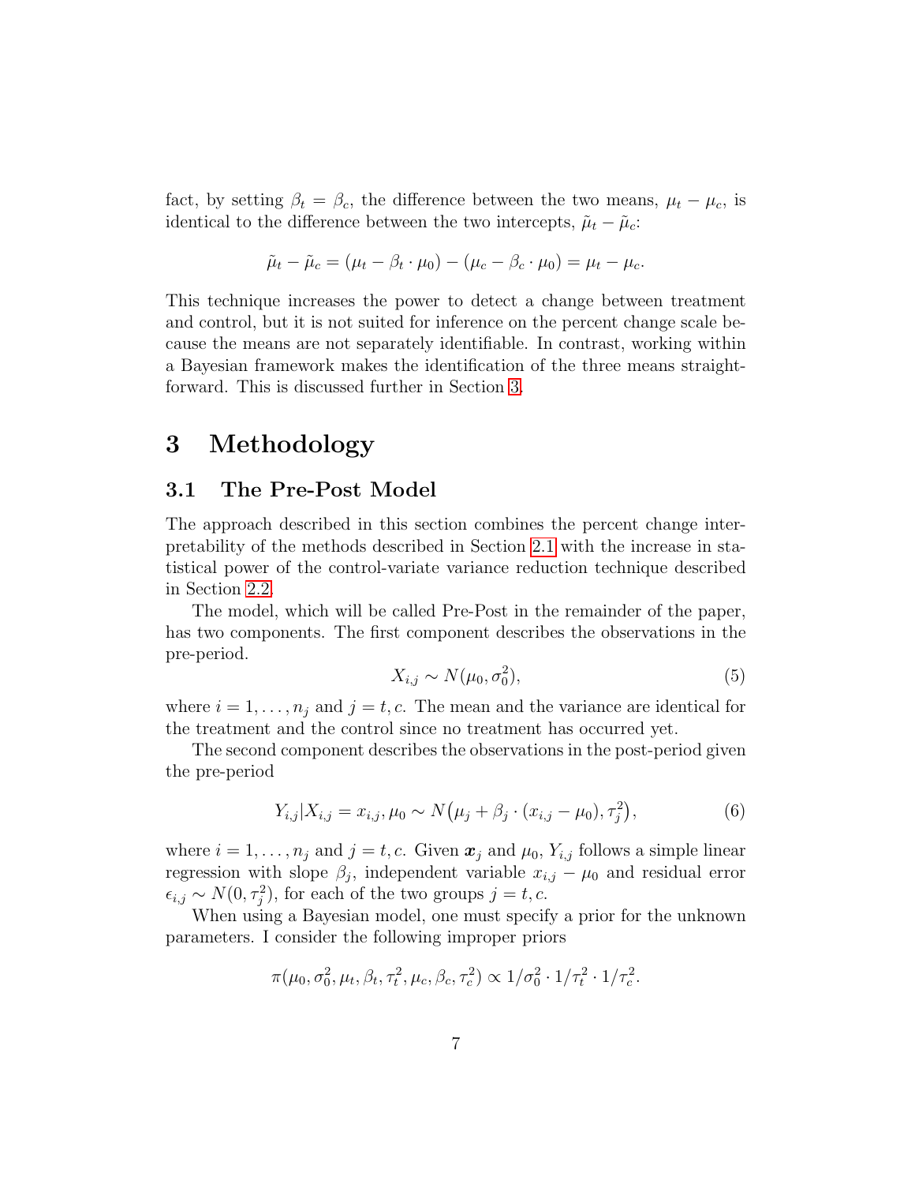fact, by setting $\beta_t = \beta_c$, the difference between the two means, $\mu_t - \mu_c$, is identical to the difference between the two intercepts, $\tilde{\mu}_t - \tilde{\mu}_c$:

$$\tilde{\mu}_t - \tilde{\mu}_c = (\mu_t - \beta_t \cdot \mu_0) - (\mu_c - \beta_c \cdot \mu_0) = \mu_t - \mu_c.$$

This technique increases the power to detect a change between treatment and control, but it is not suited for inference on the percent change scale because the means are not separately identifiable. In contrast, working within a Bayesian framework makes the identification of the three means straightforward. This is discussed further in Section 3.

# 3 Methodology

## 3.1 The Pre-Post Model

The approach described in this section combines the percent change interpretability of the methods described in Section 2.1 with the increase in statistical power of the control-variate variance reduction technique described in Section 2.2.

The model, which will be called Pre-Post in the remainder of the paper, has two components. The first component describes the observations in the pre-period.

$$X_{i,j} \sim N(\mu_0, \sigma_0^2), \tag{5}$$

where $i = 1, \ldots, n_j$ and $j = t, c$. The mean and the variance are identical for the treatment and the control since no treatment has occurred yet.

The second component describes the observations in the post-period given the pre-period

$$Y_{i,j} | X_{i,j} = x_{i,j}, \mu_0 \sim N\big(\mu_j + \beta_j \cdot (x_{i,j} - \mu_0), \tau_j^2\big), \tag{6}$$

where $i = 1, \ldots, n_j$ and $j = t, c$. Given $\boldsymbol{x}_j$ and $\mu_0$, $Y_{i,j}$ follows a simple linear regression with slope $\beta_j$, independent variable $x_{i,j} - \mu_0$ and residual error $\epsilon_{i,j} \sim N(0, \tau_j^2)$, for each of the two groups $j = t, c$.

When using a Bayesian model, one must specify a prior for the unknown parameters. I consider the following improper priors

$$\pi(\mu_0, \sigma_0^2, \mu_t, \beta_t, \tau_t^2, \mu_c, \beta_c, \tau_c^2) \propto 1/\sigma_0^2 \cdot 1/\tau_t^2 \cdot 1/\tau_c^2.$$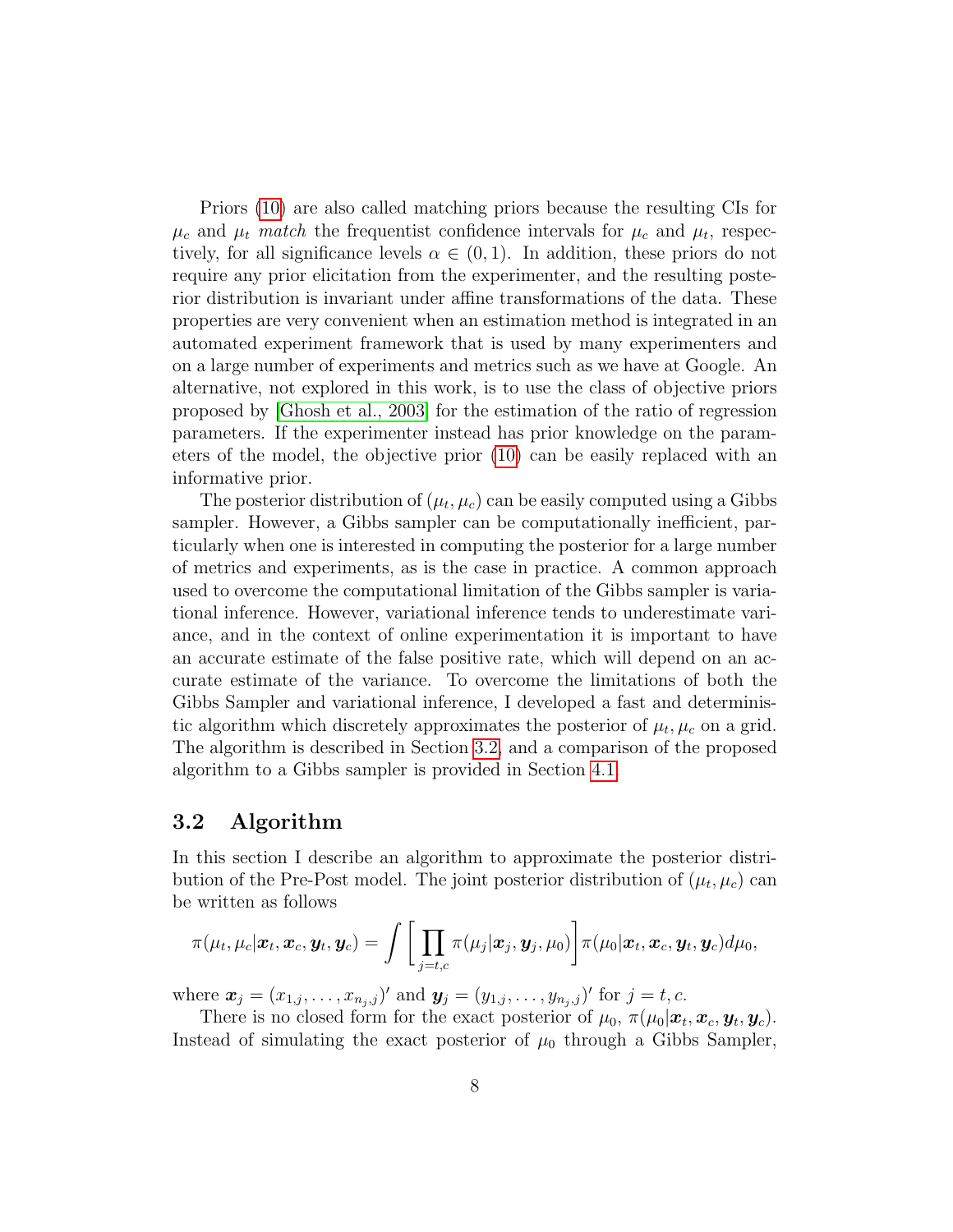Priors (10) are also called matching priors because the resulting CIs for $\mu_c$ and $\mu_t$ *match* the frequentist confidence intervals for $\mu_c$ and $\mu_t$, respectively, for all significance levels $\alpha \in (0, 1)$. In addition, these priors do not require any prior elicitation from the experimenter, and the resulting posterior distribution is invariant under affine transformations of the data. These properties are very convenient when an estimation method is integrated in an automated experiment framework that is used by many experimenters and on a large number of experiments and metrics such as we have at Google. An alternative, not explored in this work, is to use the class of objective priors proposed by [Ghosh et al., 2003] for the estimation of the ratio of regression parameters. If the experimenter instead has prior knowledge on the parameters of the model, the objective prior (10) can be easily replaced with an informative prior.

The posterior distribution of $(\mu_t, \mu_c)$ can be easily computed using a Gibbs sampler. However, a Gibbs sampler can be computationally inefficient, particularly when one is interested in computing the posterior for a large number of metrics and experiments, as is the case in practice. A common approach used to overcome the computational limitation of the Gibbs sampler is variational inference. However, variational inference tends to underestimate variance, and in the context of online experimentation it is important to have an accurate estimate of the false positive rate, which will depend on an accurate estimate of the variance. To overcome the limitations of both the Gibbs Sampler and variational inference, I developed a fast and deterministic algorithm which discretely approximates the posterior of $\mu_t, \mu_c$ on a grid. The algorithm is described in Section 3.2, and a comparison of the proposed algorithm to a Gibbs sampler is provided in Section 4.1.

## 3.2 Algorithm

In this section I describe an algorithm to approximate the posterior distribution of the Pre-Post model. The joint posterior distribution of $(\mu_t, \mu_c)$ can be written as follows

$$\pi(\mu_t, \mu_c | \boldsymbol{x}_t, \boldsymbol{x}_c, \boldsymbol{y}_t, \boldsymbol{y}_c) = \int \left[ \prod_{j=t,c} \pi(\mu_j | \boldsymbol{x}_j, \boldsymbol{y}_j, \mu_0) \right] \pi(\mu_0 | \boldsymbol{x}_t, \boldsymbol{x}_c, \boldsymbol{y}_t, \boldsymbol{y}_c) d\mu_0,$$

where $\boldsymbol{x}_j = (x_{1,j}, \ldots, x_{n_j,j})'$ and $\boldsymbol{y}_j = (y_{1,j}, \ldots, y_{n_j,j})'$ for $j = t, c$.

There is no closed form for the exact posterior of $\mu_0$, $\pi(\mu_0 | \boldsymbol{x}_t, \boldsymbol{x}_c, \boldsymbol{y}_t, \boldsymbol{y}_c)$. Instead of simulating the exact posterior of $\mu_0$ through a Gibbs Sampler,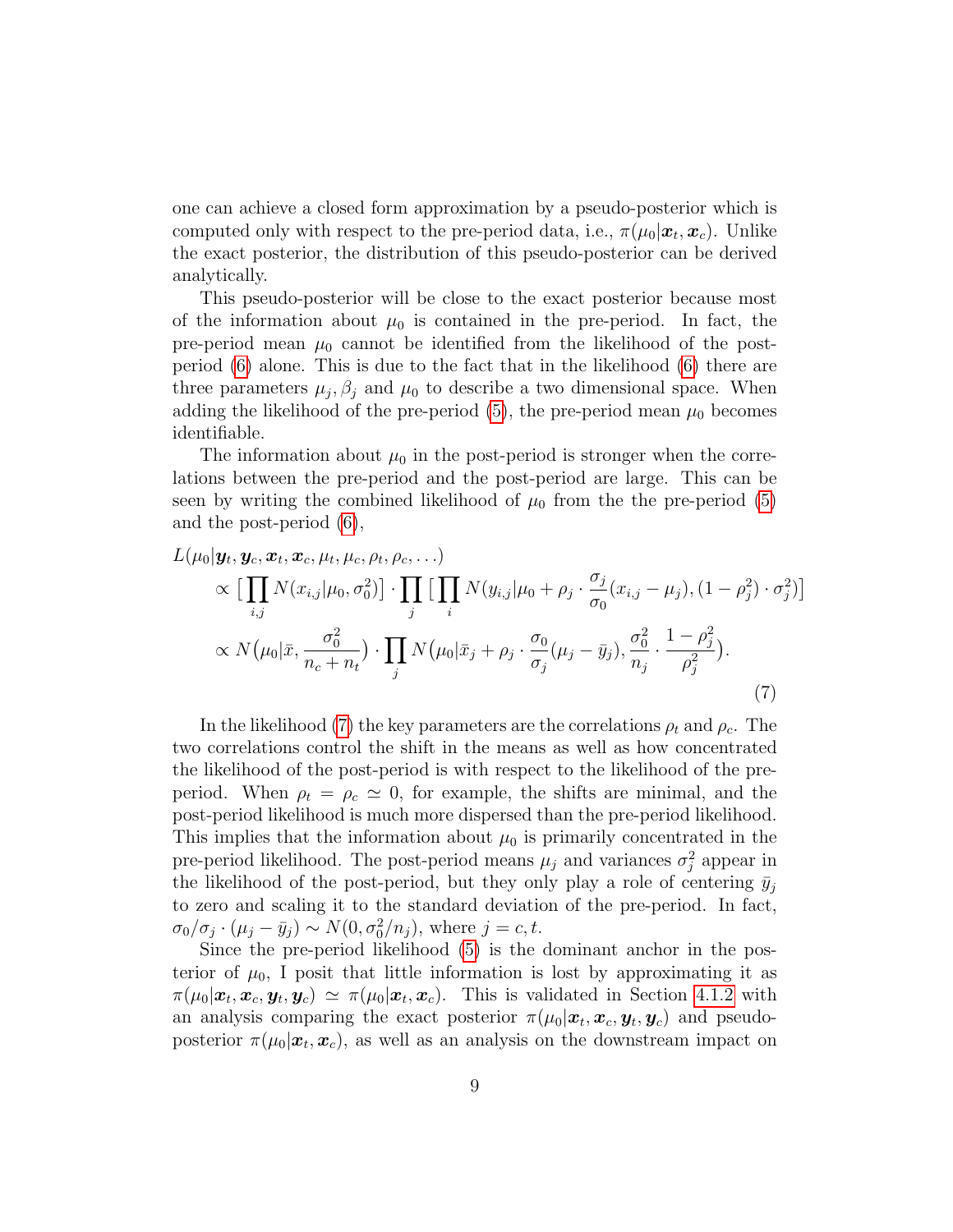one can achieve a closed form approximation by a pseudo-posterior which is computed only with respect to the pre-period data, i.e., $\pi(\mu_0|\boldsymbol{x}_t, \boldsymbol{x}_c)$. Unlike the exact posterior, the distribution of this pseudo-posterior can be derived analytically.

This pseudo-posterior will be close to the exact posterior because most of the information about $\mu_0$ is contained in the pre-period. In fact, the pre-period mean $\mu_0$ cannot be identified from the likelihood of the post-period (6) alone. This is due to the fact that in the likelihood (6) there are three parameters $\mu_j, \beta_j$ and $\mu_0$ to describe a two dimensional space. When adding the likelihood of the pre-period (5), the pre-period mean $\mu_0$ becomes identifiable.

The information about $\mu_0$ in the post-period is stronger when the correlations between the pre-period and the post-period are large. This can be seen by writing the combined likelihood of $\mu_0$ from the the pre-period (5) and the post-period (6),

$$
\begin{aligned}
&L(\mu_0|\boldsymbol{y}_t, \boldsymbol{y}_c, \boldsymbol{x}_t, \boldsymbol{x}_c, \mu_t, \mu_c, \rho_t, \rho_c, \ldots) \\
&\quad \propto \big[\prod_{i,j} N(x_{i,j}|\mu_0, \sigma_0^2)\big] \cdot \prod_j \big[\prod_i N(y_{i,j}|\mu_0 + \rho_j \cdot \frac{\sigma_j}{\sigma_0}(x_{i,j} - \mu_j), (1-\rho_j^2)\cdot\sigma_j^2)\big] \\
&\quad \propto N\big(\mu_0|\bar{x}, \frac{\sigma_0^2}{n_c + n_t}\big) \cdot \prod_j N\big(\mu_0|\bar{x}_j + \rho_j \cdot \frac{\sigma_0}{\sigma_j}(\mu_j - \bar{y}_j), \frac{\sigma_0^2}{n_j}\cdot\frac{1-\rho_j^2}{\rho_j^2}\big).
\end{aligned} \tag{7}
$$

In the likelihood (7) the key parameters are the correlations $\rho_t$ and $\rho_c$. The two correlations control the shift in the means as well as how concentrated the likelihood of the post-period is with respect to the likelihood of the pre-period. When $\rho_t = \rho_c \simeq 0$, for example, the shifts are minimal, and the post-period likelihood is much more dispersed than the pre-period likelihood. This implies that the information about $\mu_0$ is primarily concentrated in the pre-period likelihood. The post-period means $\mu_j$ and variances $\sigma_j^2$ appear in the likelihood of the post-period, but they only play a role of centering $\bar{y}_j$ to zero and scaling it to the standard deviation of the pre-period. In fact, $\sigma_0/\sigma_j \cdot (\mu_j - \bar{y}_j) \sim N(0, \sigma_0^2/n_j)$, where $j = c, t$.

Since the pre-period likelihood (5) is the dominant anchor in the posterior of $\mu_0$, I posit that little information is lost by approximating it as $\pi(\mu_0|\boldsymbol{x}_t, \boldsymbol{x}_c, \boldsymbol{y}_t, \boldsymbol{y}_c) \simeq \pi(\mu_0|\boldsymbol{x}_t, \boldsymbol{x}_c)$. This is validated in Section 4.1.2 with an analysis comparing the exact posterior $\pi(\mu_0|\boldsymbol{x}_t, \boldsymbol{x}_c, \boldsymbol{y}_t, \boldsymbol{y}_c)$ and pseudo-posterior $\pi(\mu_0|\boldsymbol{x}_t, \boldsymbol{x}_c)$, as well as an analysis on the downstream impact on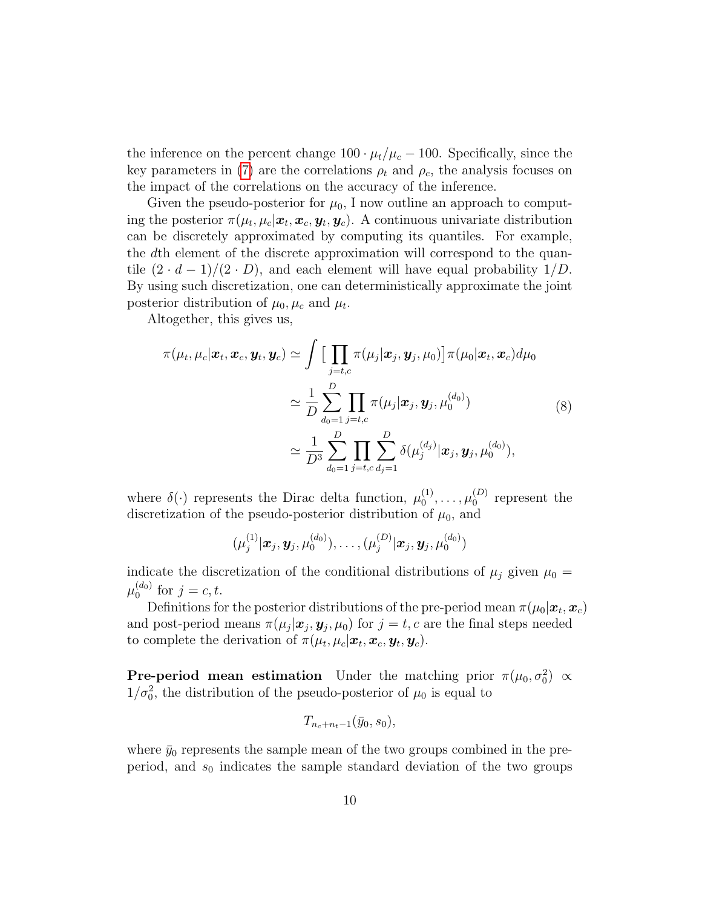the inference on the percent change $100 \cdot \mu_t/\mu_c - 100$. Specifically, since the key parameters in (7) are the correlations $\rho_t$ and $\rho_c$, the analysis focuses on the impact of the correlations on the accuracy of the inference.

Given the pseudo-posterior for $\mu_0$, I now outline an approach to computing the posterior $\pi(\mu_t, \mu_c|\boldsymbol{x}_t, \boldsymbol{x}_c, \boldsymbol{y}_t, \boldsymbol{y}_c)$. A continuous univariate distribution can be discretely approximated by computing its quantiles. For example, the $d$th element of the discrete approximation will correspond to the quantile $(2 \cdot d - 1)/(2 \cdot D)$, and each element will have equal probability $1/D$. By using such discretization, one can deterministically approximate the joint posterior distribution of $\mu_0, \mu_c$ and $\mu_t$.

Altogether, this gives us,

$$
\begin{aligned}
\pi(\mu_t, \mu_c|\boldsymbol{x}_t, \boldsymbol{x}_c, \boldsymbol{y}_t, \boldsymbol{y}_c) &\simeq \int \big[\prod_{j=t,c} \pi(\mu_j|\boldsymbol{x}_j, \boldsymbol{y}_j, \mu_0)\big] \pi(\mu_0|\boldsymbol{x}_t, \boldsymbol{x}_c) d\mu_0 \\
&\simeq \frac{1}{D} \sum_{d_0=1}^{D} \prod_{j=t,c} \pi(\mu_j|\boldsymbol{x}_j, \boldsymbol{y}_j, \mu_0^{(d_0)}) \\
&\simeq \frac{1}{D^3} \sum_{d_0=1}^{D} \prod_{j=t,c} \sum_{d_j=1}^{D} \delta(\mu_j^{(d_j)}|\boldsymbol{x}_j, \boldsymbol{y}_j, \mu_0^{(d_0)}),
\end{aligned} \tag{8}
$$

where $\delta(\cdot)$ represents the Dirac delta function, $\mu_0^{(1)}, \ldots, \mu_0^{(D)}$ represent the discretization of the pseudo-posterior distribution of $\mu_0$, and

$$
(\mu_j^{(1)}|\boldsymbol{x}_j, \boldsymbol{y}_j, \mu_0^{(d_0)}), \ldots, (\mu_j^{(D)}|\boldsymbol{x}_j, \boldsymbol{y}_j, \mu_0^{(d_0)})
$$

indicate the discretization of the conditional distributions of $\mu_j$ given $\mu_0 = \mu_0^{(d_0)}$ for $j = c, t$.

Definitions for the posterior distributions of the pre-period mean $\pi(\mu_0|\boldsymbol{x}_t, \boldsymbol{x}_c)$ and post-period means $\pi(\mu_j|\boldsymbol{x}_j, \boldsymbol{y}_j, \mu_0)$ for $j = t, c$ are the final steps needed to complete the derivation of $\pi(\mu_t, \mu_c|\boldsymbol{x}_t, \boldsymbol{x}_c, \boldsymbol{y}_t, \boldsymbol{y}_c)$.

**Pre-period mean estimation** Under the matching prior $\pi(\mu_0, \sigma_0^2) \propto 1/\sigma_0^2$, the distribution of the pseudo-posterior of $\mu_0$ is equal to

$$
T_{n_c+n_t-1}(\bar{y}_0, s_0),
$$

where $\bar{y}_0$ represents the sample mean of the two groups combined in the pre-period, and $s_0$ indicates the sample standard deviation of the two groups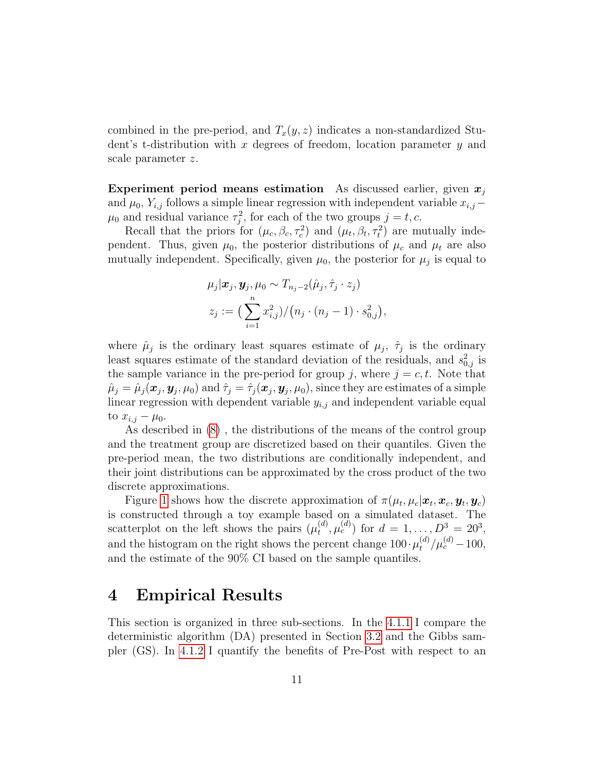combined in the pre-period, and $T_x(y, z)$ indicates a non-standardized Student's t-distribution with $x$ degrees of freedom, location parameter $y$ and scale parameter $z$.

**Experiment period means estimation** As discussed earlier, given $\boldsymbol{x}_j$ and $\mu_0$, $Y_{i,j}$ follows a simple linear regression with independent variable $x_{i,j} - \mu_0$ and residual variance $\tau_j^2$, for each of the two groups $j = t, c$.

Recall that the priors for $(\mu_c, \beta_c, \tau_c^2)$ and $(\mu_t, \beta_t, \tau_t^2)$ are mutually independent. Thus, given $\mu_0$, the posterior distributions of $\mu_c$ and $\mu_t$ are also mutually independent. Specifically, given $\mu_0$, the posterior for $\mu_j$ is equal to

$$\mu_j | \boldsymbol{x}_j, \boldsymbol{y}_j, \mu_0 \sim T_{n_j - 2}(\hat{\mu}_j, \hat{\tau}_j \cdot z_j)$$
$$z_j := \big(\sum_{i=1}^{n} x_{i,j}^2\big) / \big(n_j \cdot (n_j - 1) \cdot s_{0,j}^2\big),$$

where $\hat{\mu}_j$ is the ordinary least squares estimate of $\mu_j$, $\hat{\tau}_j$ is the ordinary least squares estimate of the standard deviation of the residuals, and $s_{0,j}^2$ is the sample variance in the pre-period for group $j$, where $j = c, t$. Note that $\hat{\mu}_j = \hat{\mu}_j(\boldsymbol{x}_j, \boldsymbol{y}_j, \mu_0)$ and $\hat{\tau}_j = \hat{\tau}_j(\boldsymbol{x}_j, \boldsymbol{y}_j, \mu_0)$, since they are estimates of a simple linear regression with dependent variable $y_{i,j}$ and independent variable equal to $x_{i,j} - \mu_0$.

As described in (8) , the distributions of the means of the control group and the treatment group are discretized based on their quantiles. Given the pre-period mean, the two distributions are conditionally independent, and their joint distributions can be approximated by the cross product of the two discrete approximations.

Figure 1 shows how the discrete approximation of $\pi(\mu_t, \mu_c | \boldsymbol{x}_t, \boldsymbol{x}_c, \boldsymbol{y}_t, \boldsymbol{y}_c)$ is constructed through a toy example based on a simulated dataset. The scatterplot on the left shows the pairs $(\mu_t^{(d)}, \mu_c^{(d)})$ for $d = 1, \ldots, D^3 = 20^3$, and the histogram on the right shows the percent change $100 \cdot \mu_t^{(d)}/\mu_c^{(d)} - 100$, and the estimate of the 90% CI based on the sample quantiles.

# 4 Empirical Results

This section is organized in three sub-sections. In the 4.1.1 I compare the deterministic algorithm (DA) presented in Section 3.2 and the Gibbs sampler (GS). In 4.1.2 I quantify the benefits of Pre-Post with respect to an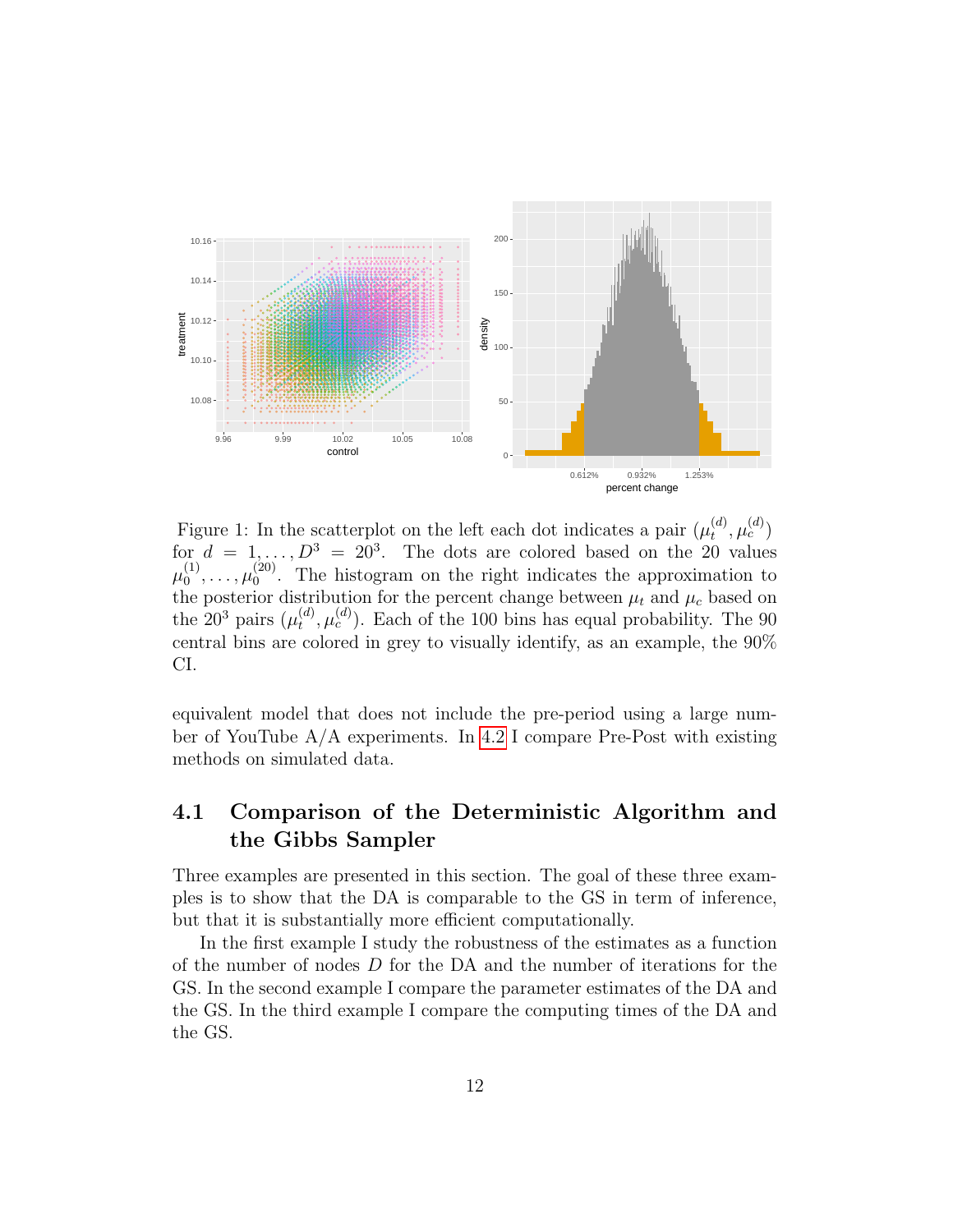Figure 1: In the scatterplot on the left each dot indicates a pair $(\mu_t^{(d)}, \mu_c^{(d)})$ for $d = 1, \ldots, D^3 = 20^3$. The dots are colored based on the 20 values $\mu_0^{(1)}, \ldots, \mu_0^{(20)}$. The histogram on the right indicates the approximation to the posterior distribution for the percent change between $\mu_t$ and $\mu_c$ based on the $20^3$ pairs $(\mu_t^{(d)}, \mu_c^{(d)})$. Each of the 100 bins has equal probability. The 90 central bins are colored in grey to visually identify, as an example, the 90% CI.

equivalent model that does not include the pre-period using a large number of YouTube A/A experiments. In 4.2 I compare Pre-Post with existing methods on simulated data.

## 4.1 Comparison of the Deterministic Algorithm and the Gibbs Sampler

Three examples are presented in this section. The goal of these three examples is to show that the DA is comparable to the GS in term of inference, but that it is substantially more efficient computationally.

In the first example I study the robustness of the estimates as a function of the number of nodes $D$ for the DA and the number of iterations for the GS. In the second example I compare the parameter estimates of the DA and the GS. In the third example I compare the computing times of the DA and the GS.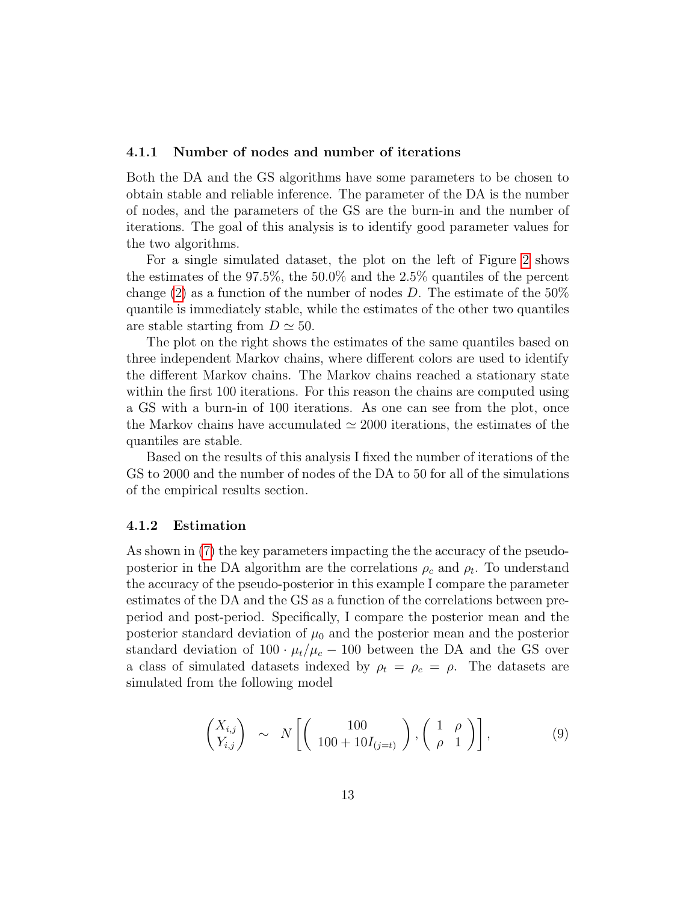### 4.1.1 Number of nodes and number of iterations

Both the DA and the GS algorithms have some parameters to be chosen to obtain stable and reliable inference. The parameter of the DA is the number of nodes, and the parameters of the GS are the burn-in and the number of iterations. The goal of this analysis is to identify good parameter values for the two algorithms.

For a single simulated dataset, the plot on the left of Figure 2 shows the estimates of the 97.5%, the 50.0% and the 2.5% quantiles of the percent change (2) as a function of the number of nodes $D$. The estimate of the 50% quantile is immediately stable, while the estimates of the other two quantiles are stable starting from $D \simeq 50$.

The plot on the right shows the estimates of the same quantiles based on three independent Markov chains, where different colors are used to identify the different Markov chains. The Markov chains reached a stationary state within the first 100 iterations. For this reason the chains are computed using a GS with a burn-in of 100 iterations. As one can see from the plot, once the Markov chains have accumulated $\simeq 2000$ iterations, the estimates of the quantiles are stable.

Based on the results of this analysis I fixed the number of iterations of the GS to 2000 and the number of nodes of the DA to 50 for all of the simulations of the empirical results section.

### 4.1.2 Estimation

As shown in (7) the key parameters impacting the the accuracy of the pseudo-posterior in the DA algorithm are the correlations $\rho_c$ and $\rho_t$. To understand the accuracy of the pseudo-posterior in this example I compare the parameter estimates of the DA and the GS as a function of the correlations between pre-period and post-period. Specifically, I compare the posterior mean and the posterior standard deviation of $\mu_0$ and the posterior mean and the posterior standard deviation of $100 \cdot \mu_t/\mu_c - 100$ between the DA and the GS over a class of simulated datasets indexed by $\rho_t = \rho_c = \rho$. The datasets are simulated from the following model

$$\begin{pmatrix} X_{i,j} \\ Y_{i,j} \end{pmatrix} \sim N\left[ \begin{pmatrix} 100 \\ 100 + 10 I_{(j=t)} \end{pmatrix}, \begin{pmatrix} 1 & \rho \\ \rho & 1 \end{pmatrix} \right], \tag{9}$$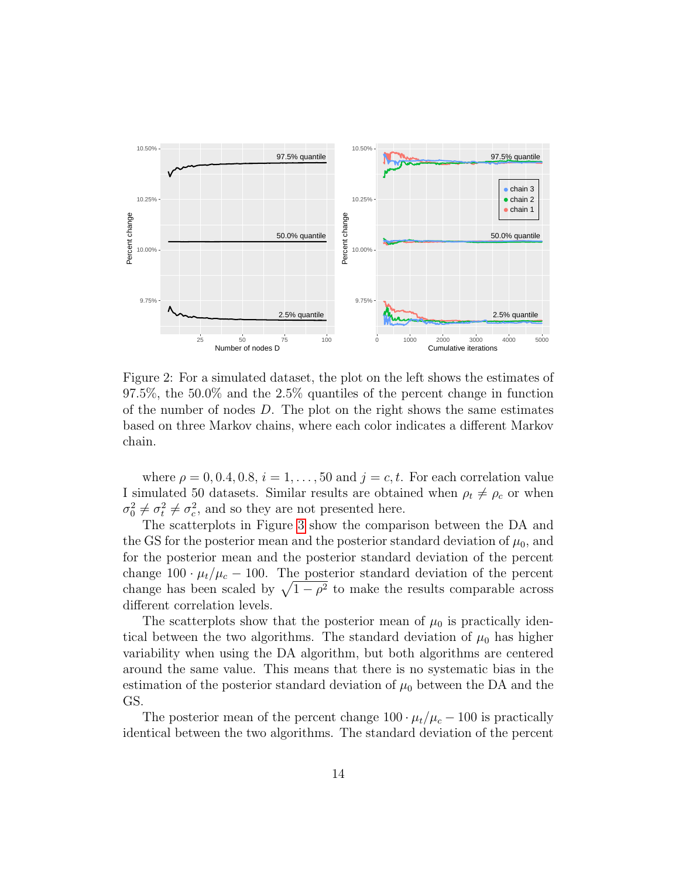Figure 2: For a simulated dataset, the plot on the left shows the estimates of 97.5%, the 50.0% and the 2.5% quantiles of the percent change in function of the number of nodes $D$. The plot on the right shows the same estimates based on three Markov chains, where each color indicates a different Markov chain.

where $\rho = 0, 0.4, 0.8$, $i = 1, \ldots, 50$ and $j = c, t$. For each correlation value I simulated 50 datasets. Similar results are obtained when $\rho_t \neq \rho_c$ or when $\sigma_0^2 \neq \sigma_t^2 \neq \sigma_c^2$, and so they are not presented here.

The scatterplots in Figure 3 show the comparison between the DA and the GS for the posterior mean and the posterior standard deviation of $\mu_0$, and for the posterior mean and the posterior standard deviation of the percent change $100 \cdot \mu_t/\mu_c - 100$. The posterior standard deviation of the percent change has been scaled by $\sqrt{1-\rho^2}$ to make the results comparable across different correlation levels.

The scatterplots show that the posterior mean of $\mu_0$ is practically identical between the two algorithms. The standard deviation of $\mu_0$ has higher variability when using the DA algorithm, but both algorithms are centered around the same value. This means that there is no systematic bias in the estimation of the posterior standard deviation of $\mu_0$ between the DA and the GS.

The posterior mean of the percent change $100 \cdot \mu_t/\mu_c - 100$ is practically identical between the two algorithms. The standard deviation of the percent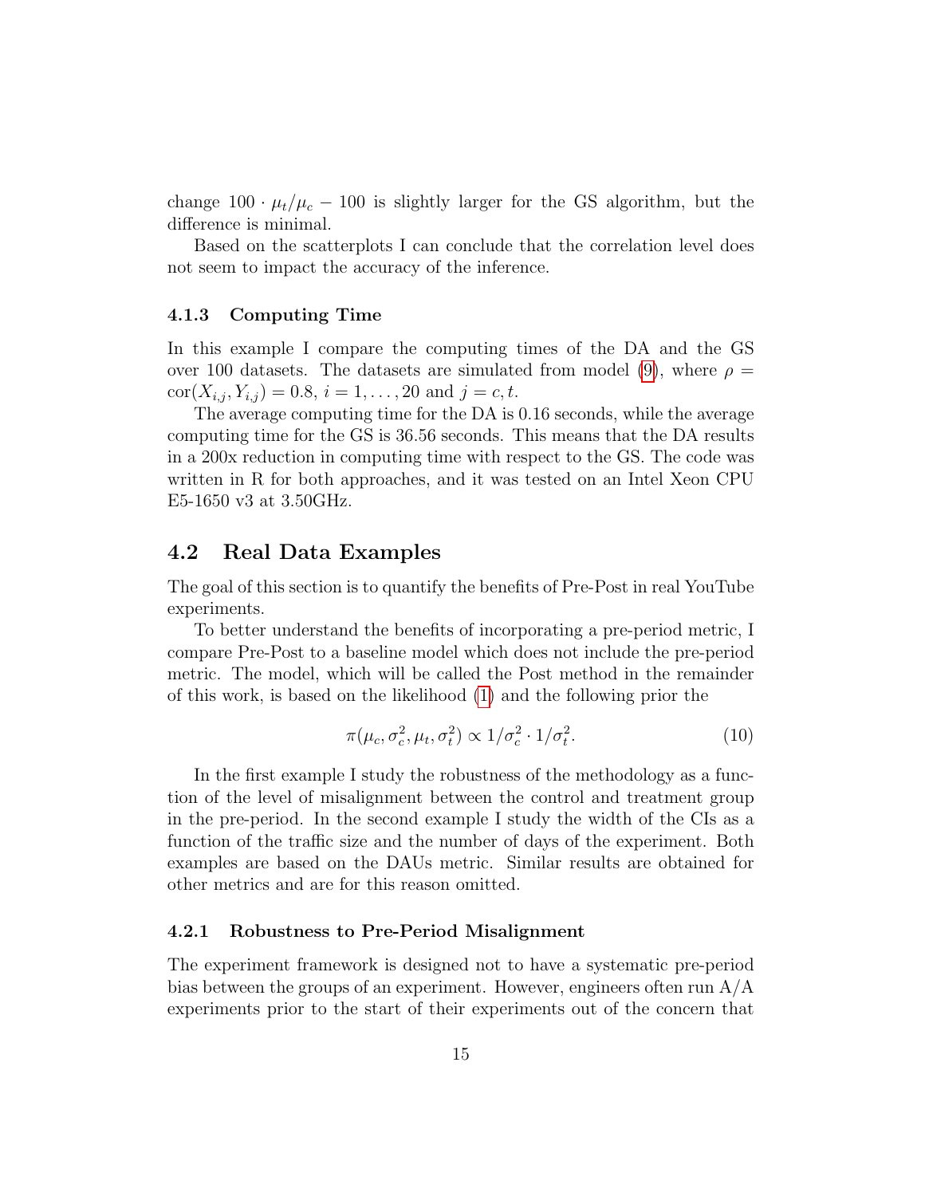change $100 \cdot \mu_t/\mu_c - 100$ is slightly larger for the GS algorithm, but the difference is minimal.

Based on the scatterplots I can conclude that the correlation level does not seem to impact the accuracy of the inference.

#### 4.1.3 Computing Time

In this example I compare the computing times of the DA and the GS over 100 datasets. The datasets are simulated from model (9), where $\rho = \text{cor}(X_{i,j}, Y_{i,j}) = 0.8$, $i = 1, \ldots, 20$ and $j = c, t$.

The average computing time for the DA is 0.16 seconds, while the average computing time for the GS is 36.56 seconds. This means that the DA results in a 200x reduction in computing time with respect to the GS. The code was written in R for both approaches, and it was tested on an Intel Xeon CPU E5-1650 v3 at 3.50GHz.

### 4.2 Real Data Examples

The goal of this section is to quantify the benefits of Pre-Post in real YouTube experiments.

To better understand the benefits of incorporating a pre-period metric, I compare Pre-Post to a baseline model which does not include the pre-period metric. The model, which will be called the Post method in the remainder of this work, is based on the likelihood (1) and the following prior the

$$\pi(\mu_c, \sigma_c^2, \mu_t, \sigma_t^2) \propto 1/\sigma_c^2 \cdot 1/\sigma_t^2. \tag{10}$$

In the first example I study the robustness of the methodology as a function of the level of misalignment between the control and treatment group in the pre-period. In the second example I study the width of the CIs as a function of the traffic size and the number of days of the experiment. Both examples are based on the DAUs metric. Similar results are obtained for other metrics and are for this reason omitted.

#### 4.2.1 Robustness to Pre-Period Misalignment

The experiment framework is designed not to have a systematic pre-period bias between the groups of an experiment. However, engineers often run A/A experiments prior to the start of their experiments out of the concern that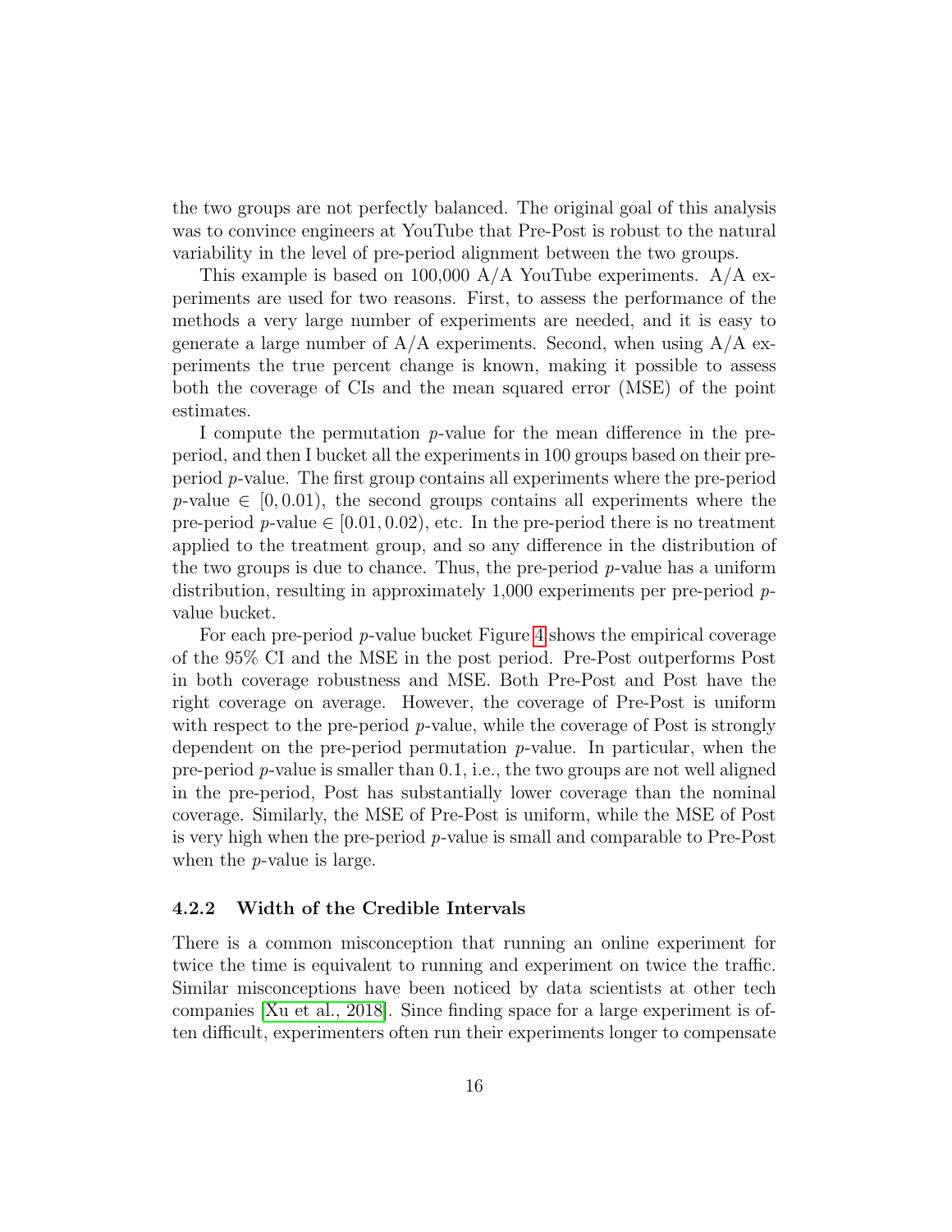the two groups are not perfectly balanced. The original goal of this analysis was to convince engineers at YouTube that Pre-Post is robust to the natural variability in the level of pre-period alignment between the two groups.

This example is based on 100,000 A/A YouTube experiments. A/A experiments are used for two reasons. First, to assess the performance of the methods a very large number of experiments are needed, and it is easy to generate a large number of A/A experiments. Second, when using A/A experiments the true percent change is known, making it possible to assess both the coverage of CIs and the mean squared error (MSE) of the point estimates.

I compute the permutation $p$-value for the mean difference in the pre-period, and then I bucket all the experiments in 100 groups based on their pre-period $p$-value. The first group contains all experiments where the pre-period $p$-value $\in [0, 0.01)$, the second groups contains all experiments where the pre-period $p$-value $\in [0.01, 0.02)$, etc. In the pre-period there is no treatment applied to the treatment group, and so any difference in the distribution of the two groups is due to chance. Thus, the pre-period $p$-value has a uniform distribution, resulting in approximately 1,000 experiments per pre-period $p$-value bucket.

For each pre-period $p$-value bucket Figure 4 shows the empirical coverage of the 95% CI and the MSE in the post period. Pre-Post outperforms Post in both coverage robustness and MSE. Both Pre-Post and Post have the right coverage on average. However, the coverage of Pre-Post is uniform with respect to the pre-period $p$-value, while the coverage of Post is strongly dependent on the pre-period permutation $p$-value. In particular, when the pre-period $p$-value is smaller than 0.1, i.e., the two groups are not well aligned in the pre-period, Post has substantially lower coverage than the nominal coverage. Similarly, the MSE of Pre-Post is uniform, while the MSE of Post is very high when the pre-period $p$-value is small and comparable to Pre-Post when the $p$-value is large.

### 4.2.2 Width of the Credible Intervals

There is a common misconception that running an online experiment for twice the time is equivalent to running and experiment on twice the traffic. Similar misconceptions have been noticed by data scientists at other tech companies [Xu et al., 2018]. Since finding space for a large experiment is often difficult, experimenters often run their experiments longer to compensate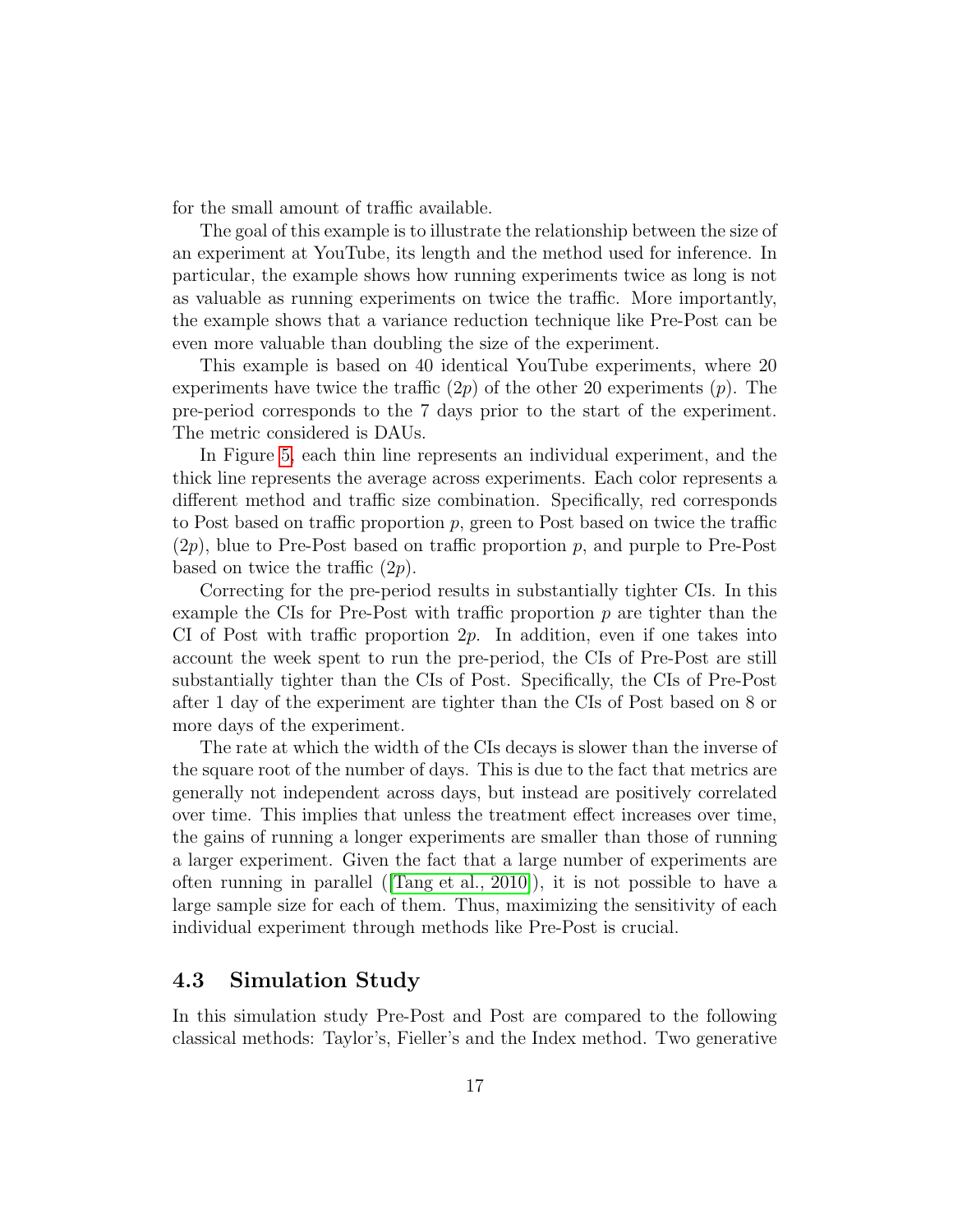for the small amount of traffic available.

The goal of this example is to illustrate the relationship between the size of an experiment at YouTube, its length and the method used for inference. In particular, the example shows how running experiments twice as long is not as valuable as running experiments on twice the traffic. More importantly, the example shows that a variance reduction technique like Pre-Post can be even more valuable than doubling the size of the experiment.

This example is based on 40 identical YouTube experiments, where 20 experiments have twice the traffic ($2p$) of the other 20 experiments ($p$). The pre-period corresponds to the 7 days prior to the start of the experiment. The metric considered is DAUs.

In Figure 5, each thin line represents an individual experiment, and the thick line represents the average across experiments. Each color represents a different method and traffic size combination. Specifically, red corresponds to Post based on traffic proportion $p$, green to Post based on twice the traffic ($2p$), blue to Pre-Post based on traffic proportion $p$, and purple to Pre-Post based on twice the traffic ($2p$).

Correcting for the pre-period results in substantially tighter CIs. In this example the CIs for Pre-Post with traffic proportion $p$ are tighter than the CI of Post with traffic proportion $2p$. In addition, even if one takes into account the week spent to run the pre-period, the CIs of Pre-Post are still substantially tighter than the CIs of Post. Specifically, the CIs of Pre-Post after 1 day of the experiment are tighter than the CIs of Post based on 8 or more days of the experiment.

The rate at which the width of the CIs decays is slower than the inverse of the square root of the number of days. This is due to the fact that metrics are generally not independent across days, but instead are positively correlated over time. This implies that unless the treatment effect increases over time, the gains of running a longer experiments are smaller than those of running a larger experiment. Given the fact that a large number of experiments are often running in parallel ([Tang et al., 2010]), it is not possible to have a large sample size for each of them. Thus, maximizing the sensitivity of each individual experiment through methods like Pre-Post is crucial.

### 4.3 Simulation Study

In this simulation study Pre-Post and Post are compared to the following classical methods: Taylor's, Fieller's and the Index method. Two generative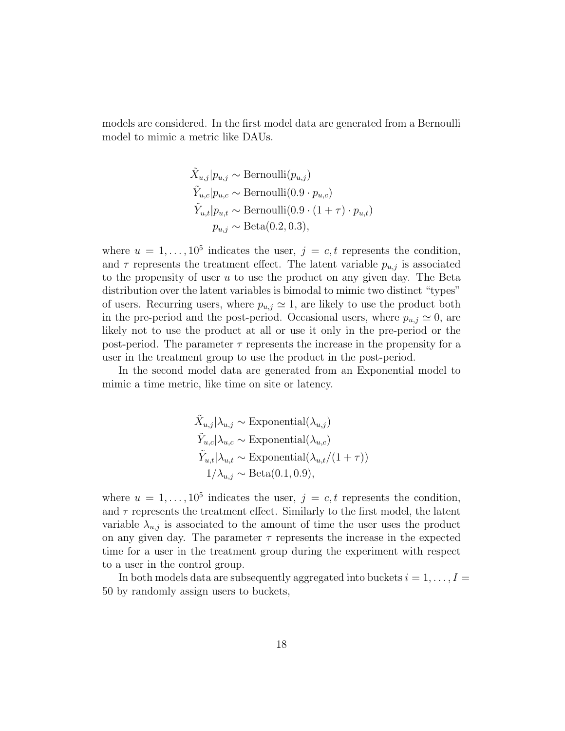models are considered. In the first model data are generated from a Bernoulli model to mimic a metric like DAUs.

$$
\begin{aligned}
\tilde{X}_{u,j}|p_{u,j} &\sim \text{Bernoulli}(p_{u,j}) \\
\tilde{Y}_{u,c}|p_{u,c} &\sim \text{Bernoulli}(0.9 \cdot p_{u,c}) \\
\tilde{Y}_{u,t}|p_{u,t} &\sim \text{Bernoulli}(0.9 \cdot (1+\tau) \cdot p_{u,t}) \\
p_{u,j} &\sim \text{Beta}(0.2, 0.3),
\end{aligned}
$$

where $u = 1, \ldots, 10^5$ indicates the user, $j = c, t$ represents the condition, and $\tau$ represents the treatment effect. The latent variable $p_{u,j}$ is associated to the propensity of user $u$ to use the product on any given day. The Beta distribution over the latent variables is bimodal to mimic two distinct "types" of users. Recurring users, where $p_{u,j} \simeq 1$, are likely to use the product both in the pre-period and the post-period. Occasional users, where $p_{u,j} \simeq 0$, are likely not to use the product at all or use it only in the pre-period or the post-period. The parameter $\tau$ represents the increase in the propensity for a user in the treatment group to use the product in the post-period.

In the second model data are generated from an Exponential model to mimic a time metric, like time on site or latency.

$$
\begin{aligned}
\tilde{X}_{u,j}|\lambda_{u,j} &\sim \text{Exponential}(\lambda_{u,j}) \\
\tilde{Y}_{u,c}|\lambda_{u,c} &\sim \text{Exponential}(\lambda_{u,c}) \\
\tilde{Y}_{u,t}|\lambda_{u,t} &\sim \text{Exponential}(\lambda_{u,t}/(1+\tau)) \\
1/\lambda_{u,j} &\sim \text{Beta}(0.1, 0.9),
\end{aligned}
$$

where $u = 1, \ldots, 10^5$ indicates the user, $j = c, t$ represents the condition, and $\tau$ represents the treatment effect. Similarly to the first model, the latent variable $\lambda_{u,j}$ is associated to the amount of time the user uses the product on any given day. The parameter $\tau$ represents the increase in the expected time for a user in the treatment group during the experiment with respect to a user in the control group.

In both models data are subsequently aggregated into buckets $i = 1, \ldots, I = 50$ by randomly assign users to buckets,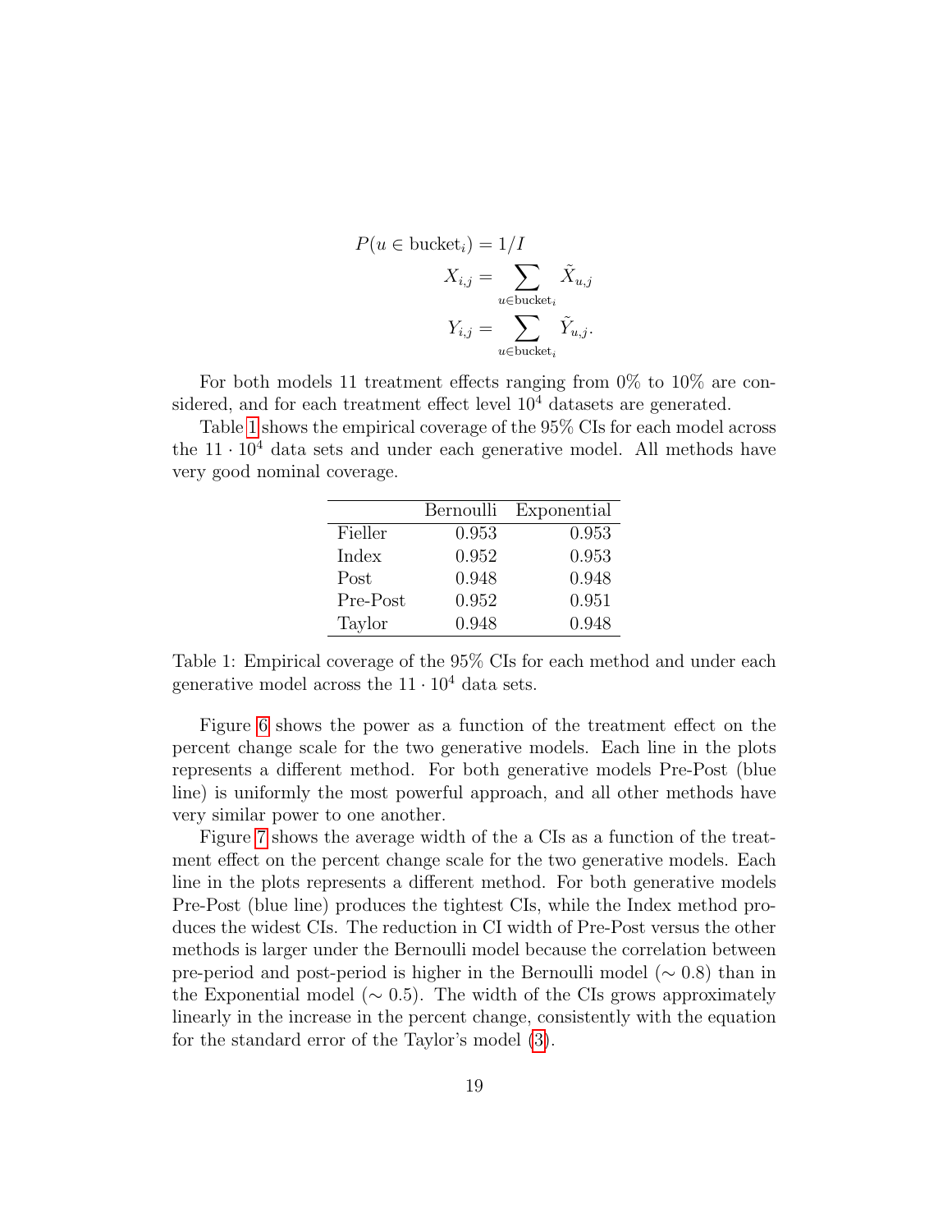$$
\begin{aligned}
P(u \in \text{bucket}_i) &= 1/I \\
X_{i,j} &= \sum_{u \in \text{bucket}_i} \tilde{X}_{u,j} \\
Y_{i,j} &= \sum_{u \in \text{bucket}_i} \tilde{Y}_{u,j}.
\end{aligned}
$$

For both models 11 treatment effects ranging from 0% to 10% are considered, and for each treatment effect level $10^4$ datasets are generated.

Table 1 shows the empirical coverage of the 95% CIs for each model across the $11 \cdot 10^4$ data sets and under each generative model. All methods have very good nominal coverage.

| | Bernoulli | Exponential |
|---|---|---|
| Fieller | 0.953 | 0.953 |
| Index | 0.952 | 0.953 |
| Post | 0.948 | 0.948 |
| Pre-Post | 0.952 | 0.951 |
| Taylor | 0.948 | 0.948 |

Table 1: Empirical coverage of the 95% CIs for each method and under each generative model across the $11 \cdot 10^4$ data sets.

Figure 6 shows the power as a function of the treatment effect on the percent change scale for the two generative models. Each line in the plots represents a different method. For both generative models Pre-Post (blue line) is uniformly the most powerful approach, and all other methods have very similar power to one another.

Figure 7 shows the average width of the a CIs as a function of the treatment effect on the percent change scale for the two generative models. Each line in the plots represents a different method. For both generative models Pre-Post (blue line) produces the tightest CIs, while the Index method produces the widest CIs. The reduction in CI width of Pre-Post versus the other methods is larger under the Bernoulli model because the correlation between pre-period and post-period is higher in the Bernoulli model ($\sim 0.8$) than in the Exponential model ($\sim 0.5$). The width of the CIs grows approximately linearly in the increase in the percent change, consistently with the equation for the standard error of the Taylor's model (3).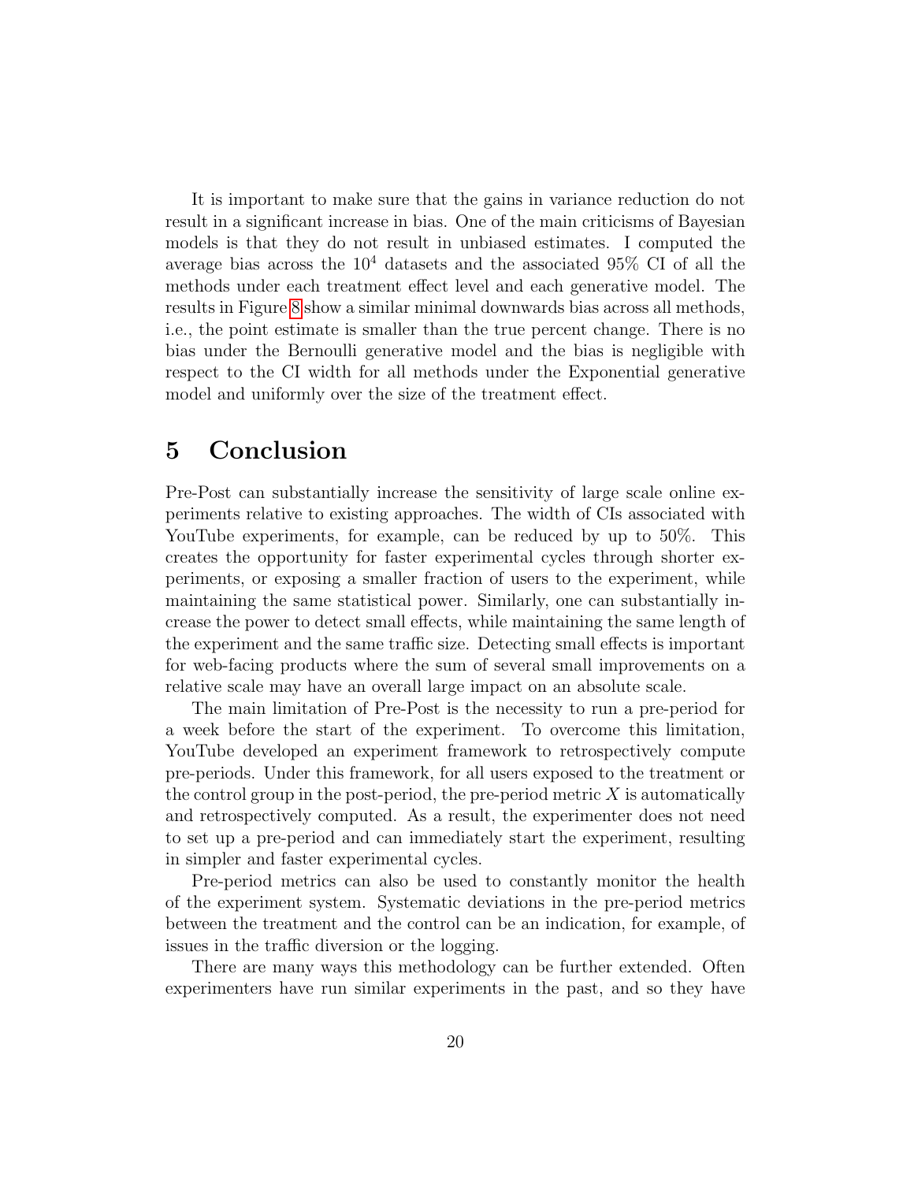It is important to make sure that the gains in variance reduction do not result in a significant increase in bias. One of the main criticisms of Bayesian models is that they do not result in unbiased estimates. I computed the average bias across the $10^4$ datasets and the associated 95% CI of all the methods under each treatment effect level and each generative model. The results in Figure 8 show a similar minimal downwards bias across all methods, i.e., the point estimate is smaller than the true percent change. There is no bias under the Bernoulli generative model and the bias is negligible with respect to the CI width for all methods under the Exponential generative model and uniformly over the size of the treatment effect.

# 5 Conclusion

Pre-Post can substantially increase the sensitivity of large scale online experiments relative to existing approaches. The width of CIs associated with YouTube experiments, for example, can be reduced by up to 50%. This creates the opportunity for faster experimental cycles through shorter experiments, or exposing a smaller fraction of users to the experiment, while maintaining the same statistical power. Similarly, one can substantially increase the power to detect small effects, while maintaining the same length of the experiment and the same traffic size. Detecting small effects is important for web-facing products where the sum of several small improvements on a relative scale may have an overall large impact on an absolute scale.

The main limitation of Pre-Post is the necessity to run a pre-period for a week before the start of the experiment. To overcome this limitation, YouTube developed an experiment framework to retrospectively compute pre-periods. Under this framework, for all users exposed to the treatment or the control group in the post-period, the pre-period metric $X$ is automatically and retrospectively computed. As a result, the experimenter does not need to set up a pre-period and can immediately start the experiment, resulting in simpler and faster experimental cycles.

Pre-period metrics can also be used to constantly monitor the health of the experiment system. Systematic deviations in the pre-period metrics between the treatment and the control can be an indication, for example, of issues in the traffic diversion or the logging.

There are many ways this methodology can be further extended. Often experimenters have run similar experiments in the past, and so they have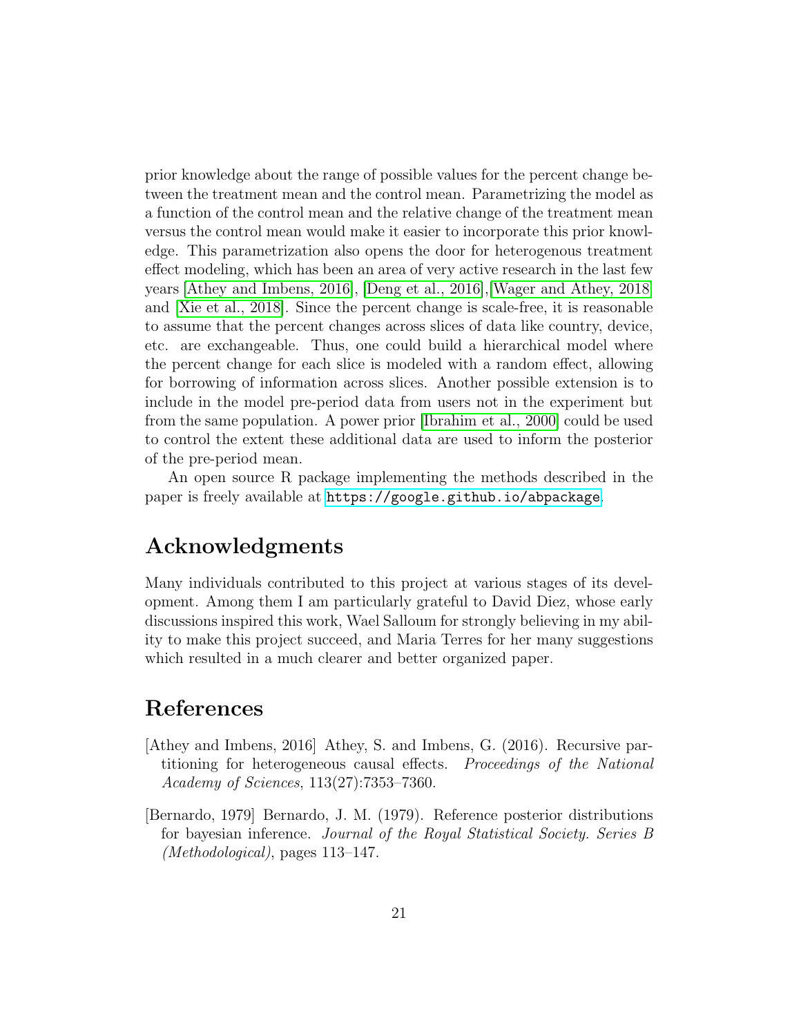prior knowledge about the range of possible values for the percent change between the treatment mean and the control mean. Parametrizing the model as a function of the control mean and the relative change of the treatment mean versus the control mean would make it easier to incorporate this prior knowledge. This parametrization also opens the door for heterogenous treatment effect modeling, which has been an area of very active research in the last few years [Athey and Imbens, 2016], [Deng et al., 2016],[Wager and Athey, 2018] and [Xie et al., 2018]. Since the percent change is scale-free, it is reasonable to assume that the percent changes across slices of data like country, device, etc. are exchangeable. Thus, one could build a hierarchical model where the percent change for each slice is modeled with a random effect, allowing for borrowing of information across slices. Another possible extension is to include in the model pre-period data from users not in the experiment but from the same population. A power prior [Ibrahim et al., 2000] could be used to control the extent these additional data are used to inform the posterior of the pre-period mean.

An open source R package implementing the methods described in the paper is freely available at `https://google.github.io/abpackage`.

# Acknowledgments

Many individuals contributed to this project at various stages of its development. Among them I am particularly grateful to David Diez, whose early discussions inspired this work, Wael Salloum for strongly believing in my ability to make this project succeed, and Maria Terres for her many suggestions which resulted in a much clearer and better organized paper.

# References

[Athey and Imbens, 2016] Athey, S. and Imbens, G. (2016). Recursive partitioning for heterogeneous causal effects. *Proceedings of the National Academy of Sciences*, 113(27):7353–7360.

[Bernardo, 1979] Bernardo, J. M. (1979). Reference posterior distributions for bayesian inference. *Journal of the Royal Statistical Society. Series B (Methodological)*, pages 113–147.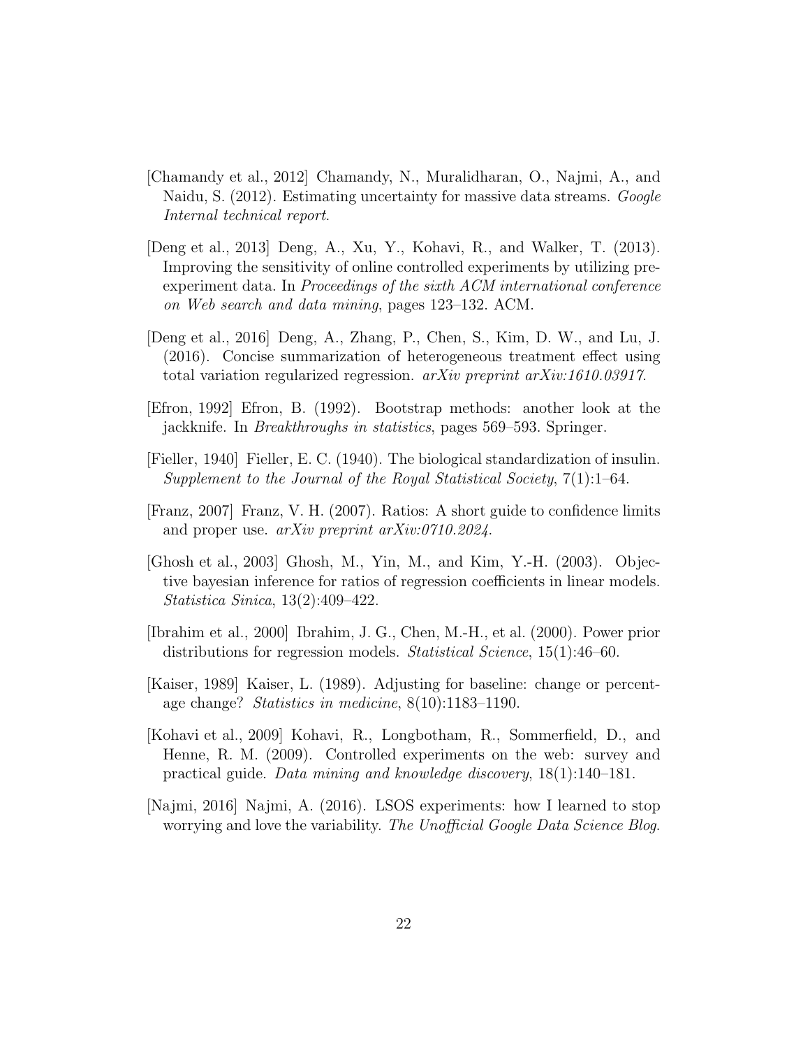[Chamandy et al., 2012] Chamandy, N., Muralidharan, O., Najmi, A., and Naidu, S. (2012). Estimating uncertainty for massive data streams. *Google Internal technical report*.

[Deng et al., 2013] Deng, A., Xu, Y., Kohavi, R., and Walker, T. (2013). Improving the sensitivity of online controlled experiments by utilizing pre-experiment data. In *Proceedings of the sixth ACM international conference on Web search and data mining*, pages 123–132. ACM.

[Deng et al., 2016] Deng, A., Zhang, P., Chen, S., Kim, D. W., and Lu, J. (2016). Concise summarization of heterogeneous treatment effect using total variation regularized regression. *arXiv preprint arXiv:1610.03917*.

[Efron, 1992] Efron, B. (1992). Bootstrap methods: another look at the jackknife. In *Breakthroughs in statistics*, pages 569–593. Springer.

[Fieller, 1940] Fieller, E. C. (1940). The biological standardization of insulin. *Supplement to the Journal of the Royal Statistical Society*, 7(1):1–64.

[Franz, 2007] Franz, V. H. (2007). Ratios: A short guide to confidence limits and proper use. *arXiv preprint arXiv:0710.2024*.

[Ghosh et al., 2003] Ghosh, M., Yin, M., and Kim, Y.-H. (2003). Objective bayesian inference for ratios of regression coefficients in linear models. *Statistica Sinica*, 13(2):409–422.

[Ibrahim et al., 2000] Ibrahim, J. G., Chen, M.-H., et al. (2000). Power prior distributions for regression models. *Statistical Science*, 15(1):46–60.

[Kaiser, 1989] Kaiser, L. (1989). Adjusting for baseline: change or percentage change? *Statistics in medicine*, 8(10):1183–1190.

[Kohavi et al., 2009] Kohavi, R., Longbotham, R., Sommerfield, D., and Henne, R. M. (2009). Controlled experiments on the web: survey and practical guide. *Data mining and knowledge discovery*, 18(1):140–181.

[Najmi, 2016] Najmi, A. (2016). LSOS experiments: how I learned to stop worrying and love the variability. *The Unofficial Google Data Science Blog*.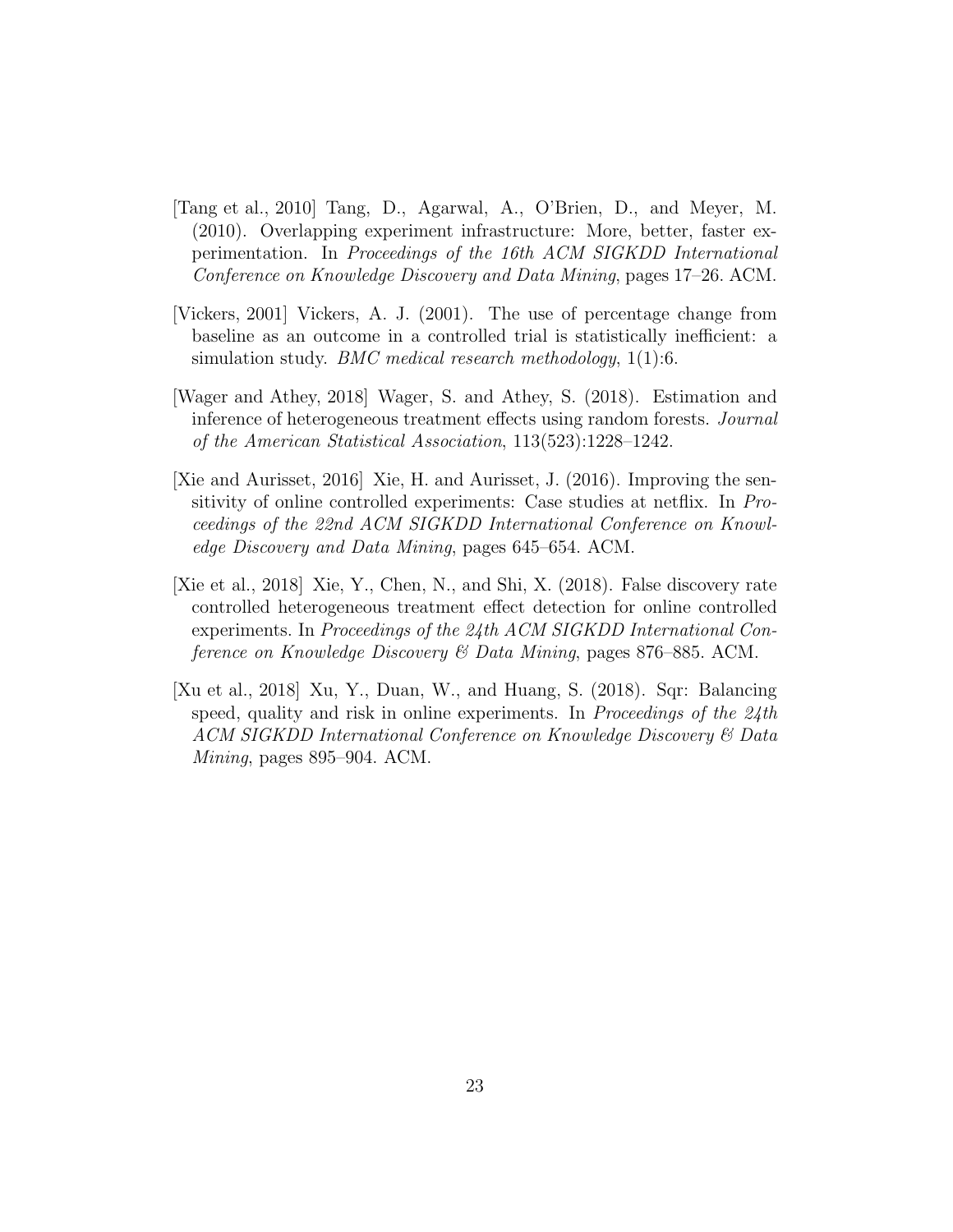[Tang et al., 2010] Tang, D., Agarwal, A., O'Brien, D., and Meyer, M. (2010). Overlapping experiment infrastructure: More, better, faster experimentation. In *Proceedings of the 16th ACM SIGKDD International Conference on Knowledge Discovery and Data Mining*, pages 17–26. ACM.

[Vickers, 2001] Vickers, A. J. (2001). The use of percentage change from baseline as an outcome in a controlled trial is statistically inefficient: a simulation study. *BMC medical research methodology*, 1(1):6.

[Wager and Athey, 2018] Wager, S. and Athey, S. (2018). Estimation and inference of heterogeneous treatment effects using random forests. *Journal of the American Statistical Association*, 113(523):1228–1242.

[Xie and Aurisset, 2016] Xie, H. and Aurisset, J. (2016). Improving the sensitivity of online controlled experiments: Case studies at netflix. In *Proceedings of the 22nd ACM SIGKDD International Conference on Knowledge Discovery and Data Mining*, pages 645–654. ACM.

[Xie et al., 2018] Xie, Y., Chen, N., and Shi, X. (2018). False discovery rate controlled heterogeneous treatment effect detection for online controlled experiments. In *Proceedings of the 24th ACM SIGKDD International Conference on Knowledge Discovery & Data Mining*, pages 876–885. ACM.

[Xu et al., 2018] Xu, Y., Duan, W., and Huang, S. (2018). Sqr: Balancing speed, quality and risk in online experiments. In *Proceedings of the 24th ACM SIGKDD International Conference on Knowledge Discovery & Data Mining*, pages 895–904. ACM.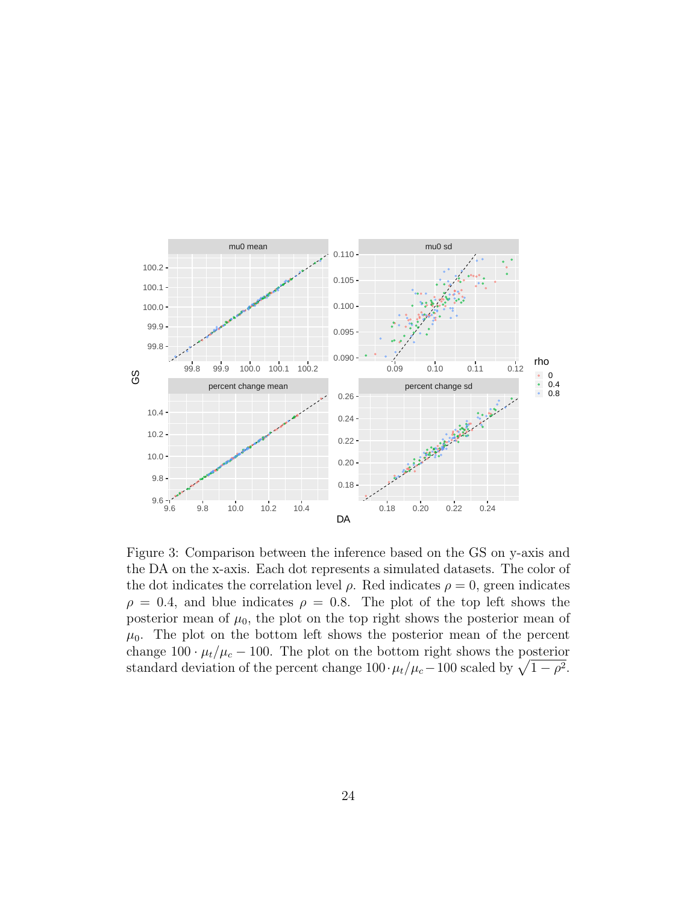Figure 3: Comparison between the inference based on the GS on y-axis and the DA on the x-axis. Each dot represents a simulated datasets. The color of the dot indicates the correlation level $\rho$. Red indicates $\rho = 0$, green indicates $\rho = 0.4$, and blue indicates $\rho = 0.8$. The plot of the top left shows the posterior mean of $\mu_0$, the plot on the top right shows the posterior mean of $\mu_0$. The plot on the bottom left shows the posterior mean of the percent change $100 \cdot \mu_t/\mu_c - 100$. The plot on the bottom right shows the posterior standard deviation of the percent change $100 \cdot \mu_t/\mu_c - 100$ scaled by $\sqrt{1 - \rho^2}$.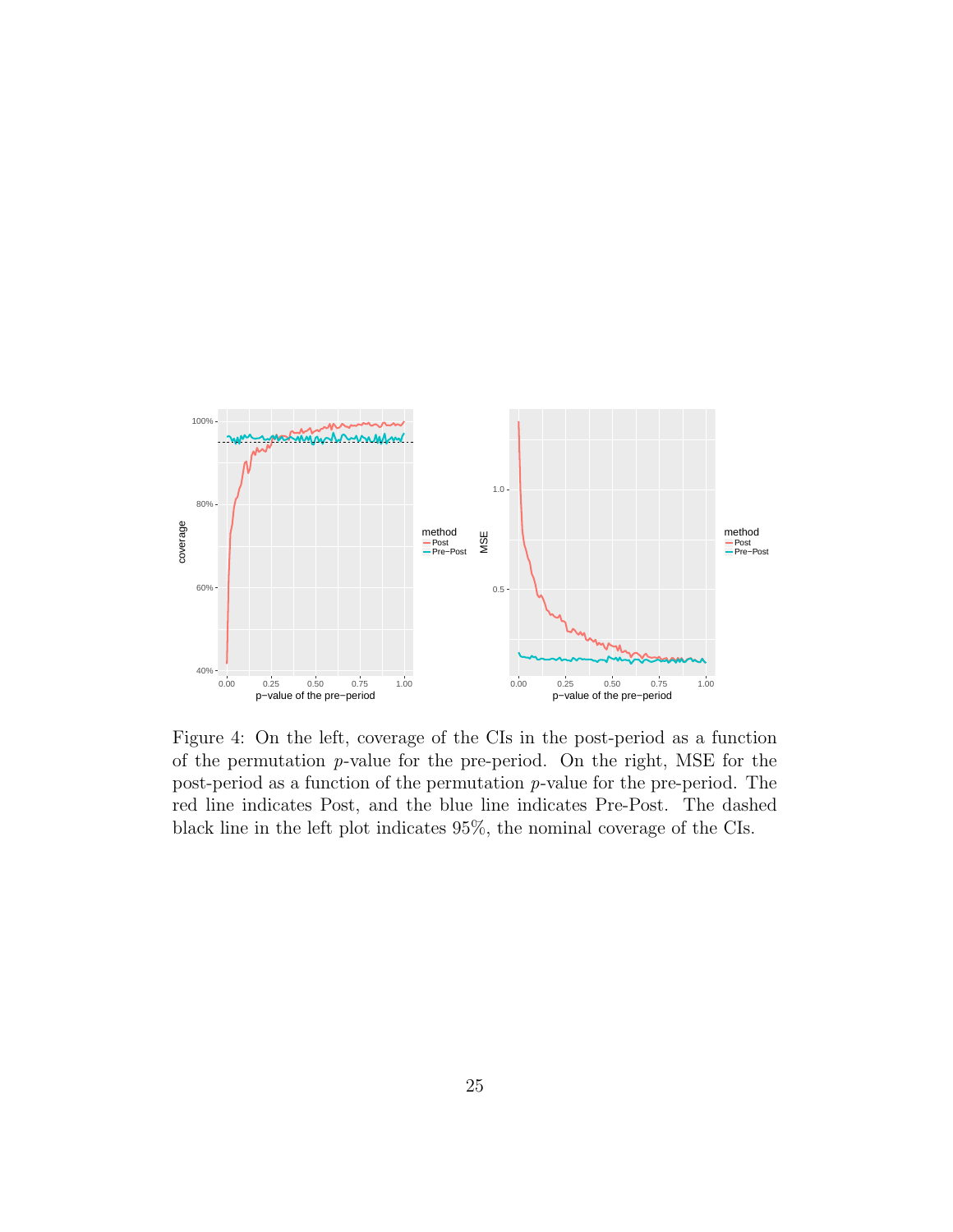Figure 4: On the left, coverage of the CIs in the post-period as a function of the permutation $p$-value for the pre-period. On the right, MSE for the post-period as a function of the permutation $p$-value for the pre-period. The red line indicates Post, and the blue line indicates Pre-Post. The dashed black line in the left plot indicates 95%, the nominal coverage of the CIs.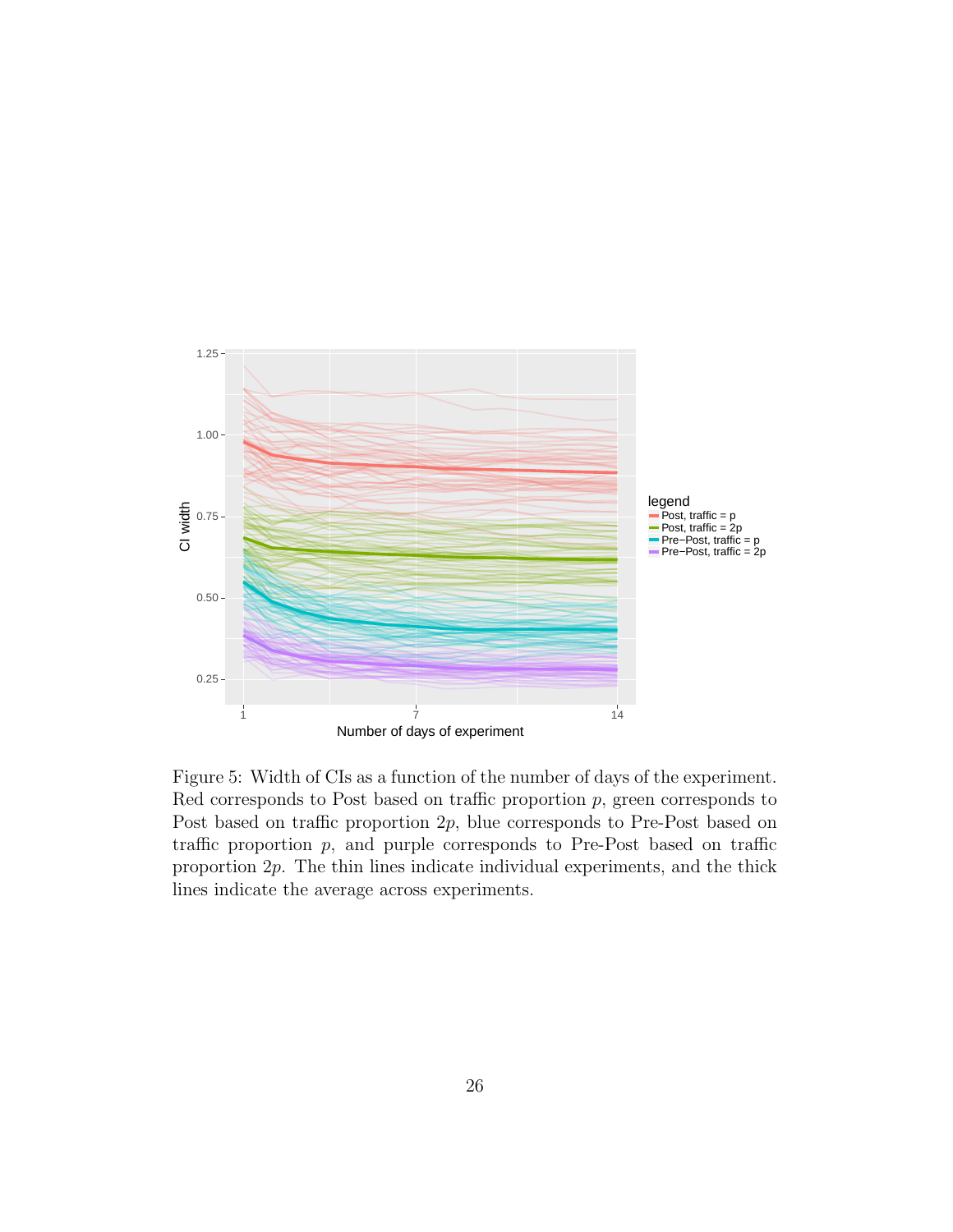Figure 5: Width of CIs as a function of the number of days of the experiment. Red corresponds to Post based on traffic proportion $p$, green corresponds to Post based on traffic proportion $2p$, blue corresponds to Pre-Post based on traffic proportion $p$, and purple corresponds to Pre-Post based on traffic proportion $2p$. The thin lines indicate individual experiments, and the thick lines indicate the average across experiments.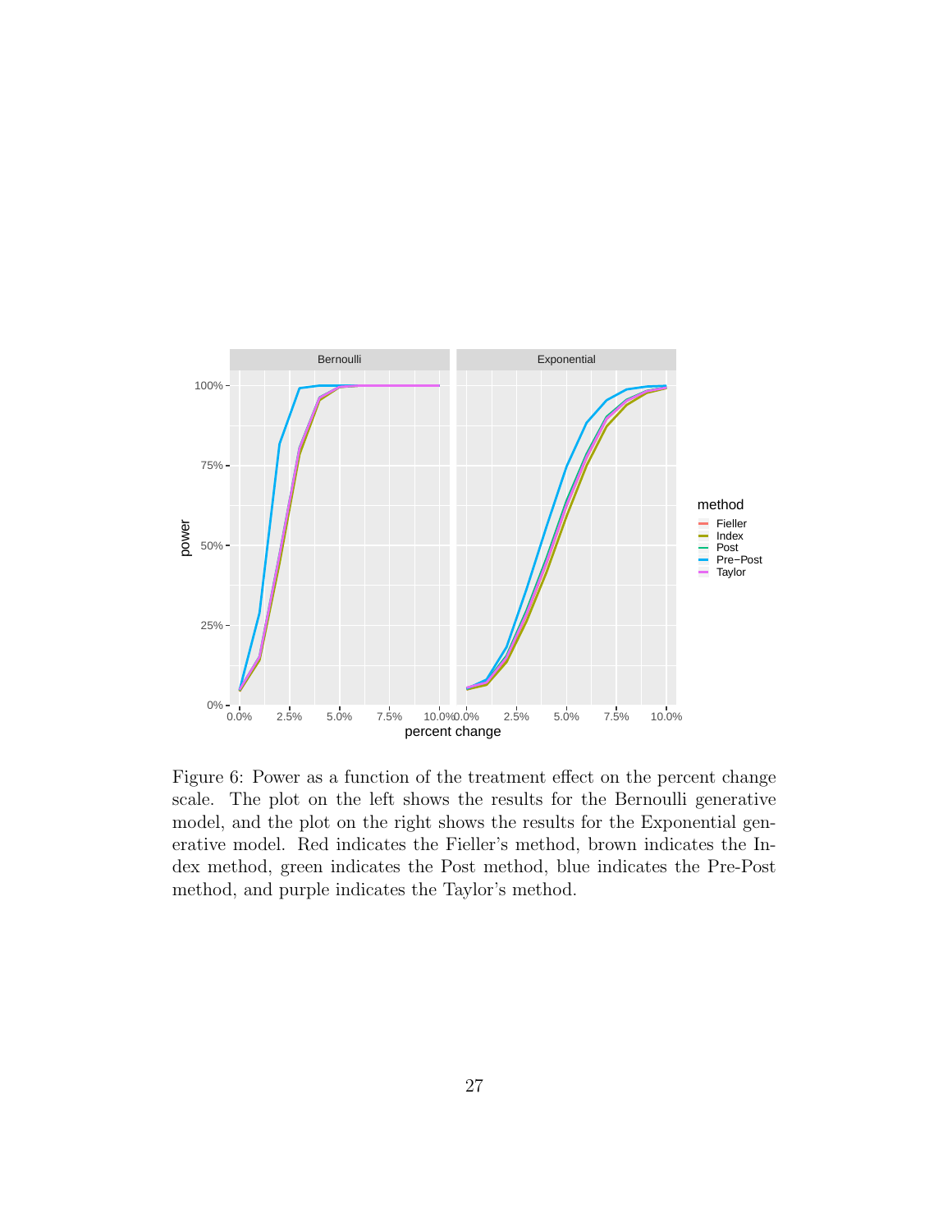Figure 6: Power as a function of the treatment effect on the percent change scale. The plot on the left shows the results for the Bernoulli generative model, and the plot on the right shows the results for the Exponential generative model. Red indicates the Fieller's method, brown indicates the Index method, green indicates the Post method, blue indicates the Pre-Post method, and purple indicates the Taylor's method.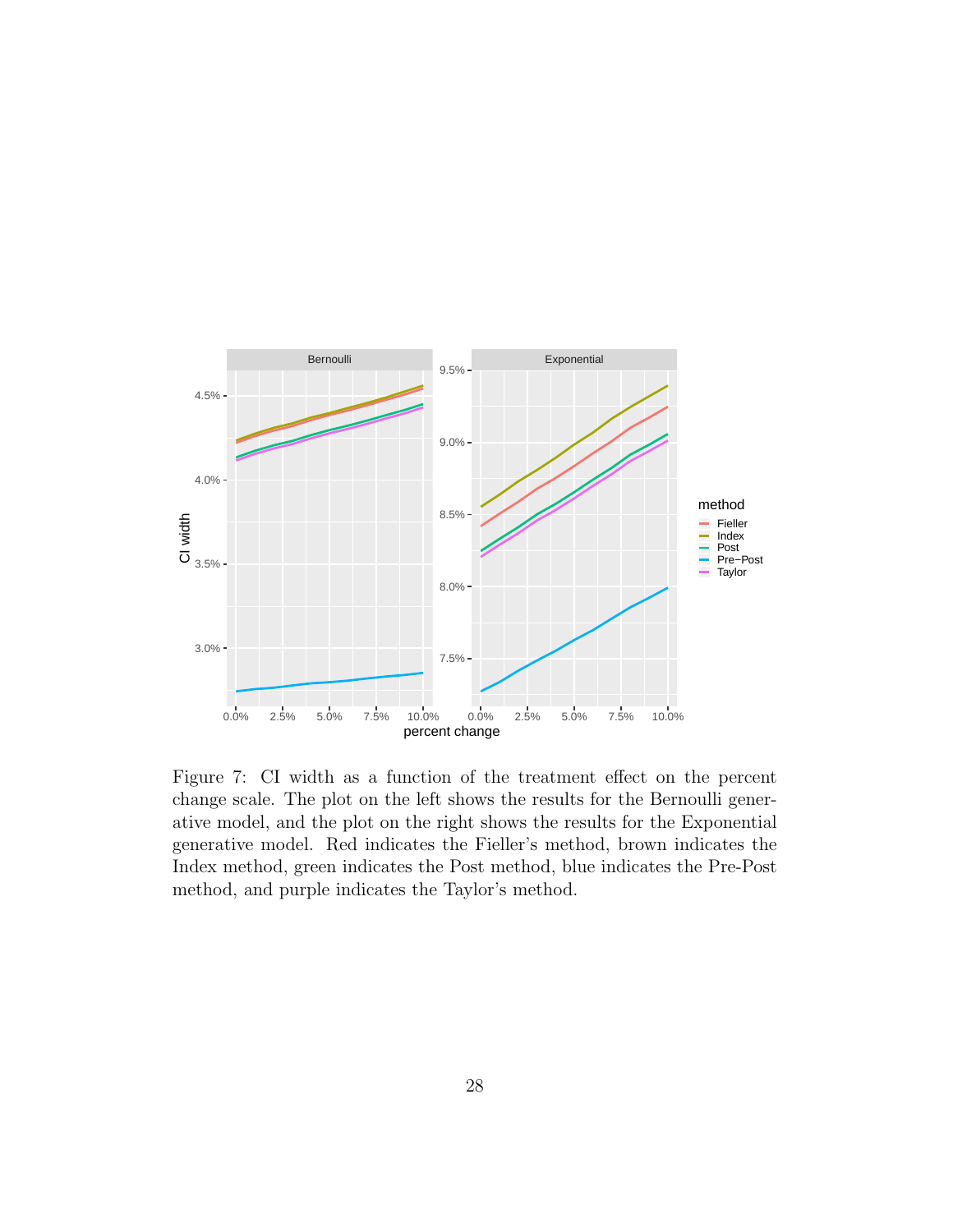Figure 7: CI width as a function of the treatment effect on the percent change scale. The plot on the left shows the results for the Bernoulli generative model, and the plot on the right shows the results for the Exponential generative model. Red indicates the Fieller's method, brown indicates the Index method, green indicates the Post method, blue indicates the Pre-Post method, and purple indicates the Taylor's method.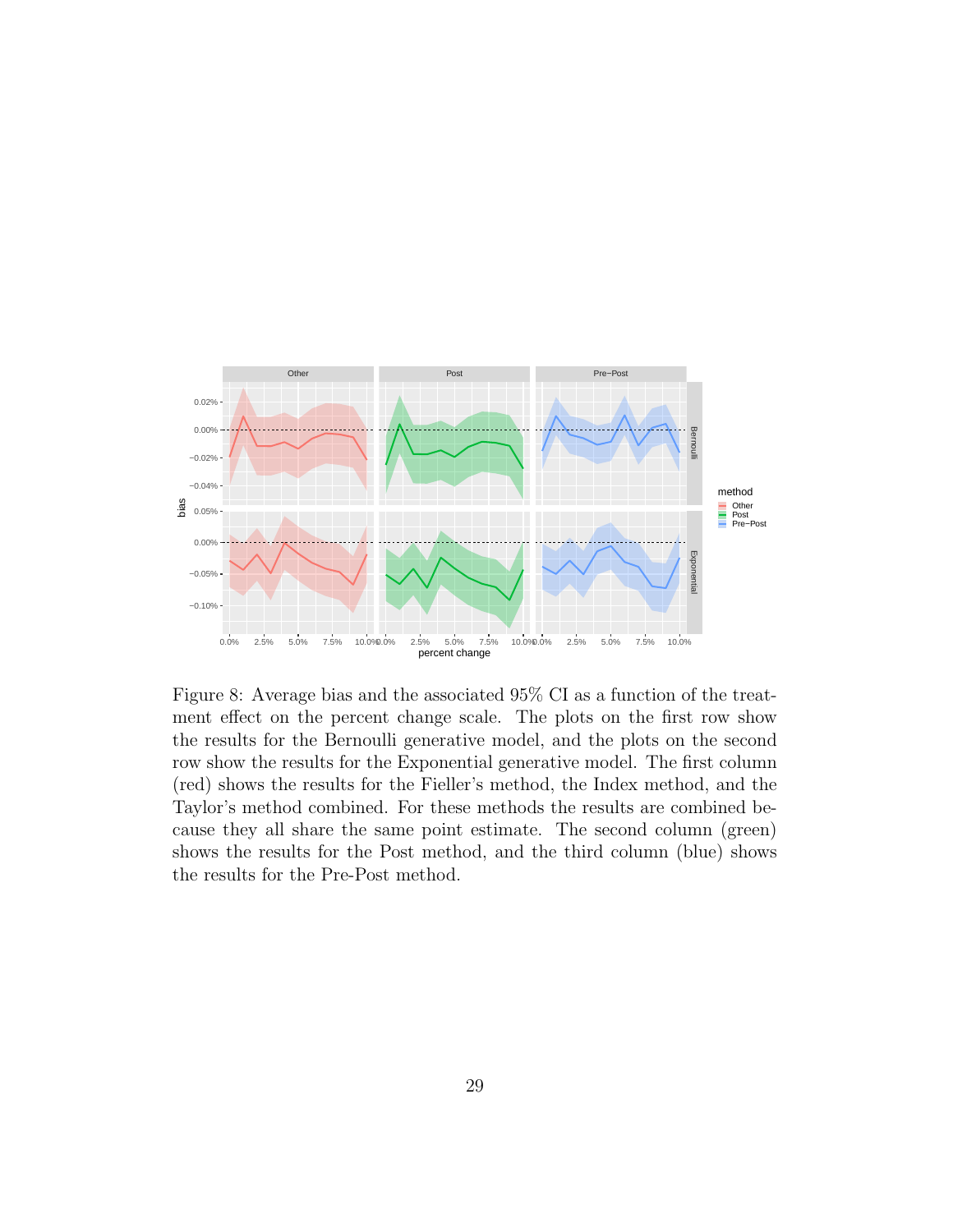Other

Post

Pre−Post

Bernoulli

Exponential

method

Other

Post

Pre−Post

bias

0.02%

0.00%

−0.02%

−0.04%

0.05%

0.00%

−0.05%

−0.10%

0.0%

2.5%

5.0%

7.5%

10.0%

percent change

Figure 8: Average bias and the associated 95% CI as a function of the treatment effect on the percent change scale. The plots on the first row show the results for the Bernoulli generative model, and the plots on the second row show the results for the Exponential generative model. The first column (red) shows the results for the Fieller's method, the Index method, and the Taylor's method combined. For these methods the results are combined because they all share the same point estimate. The second column (green) shows the results for the Post method, and the third column (blue) shows the results for the Pre-Post method.